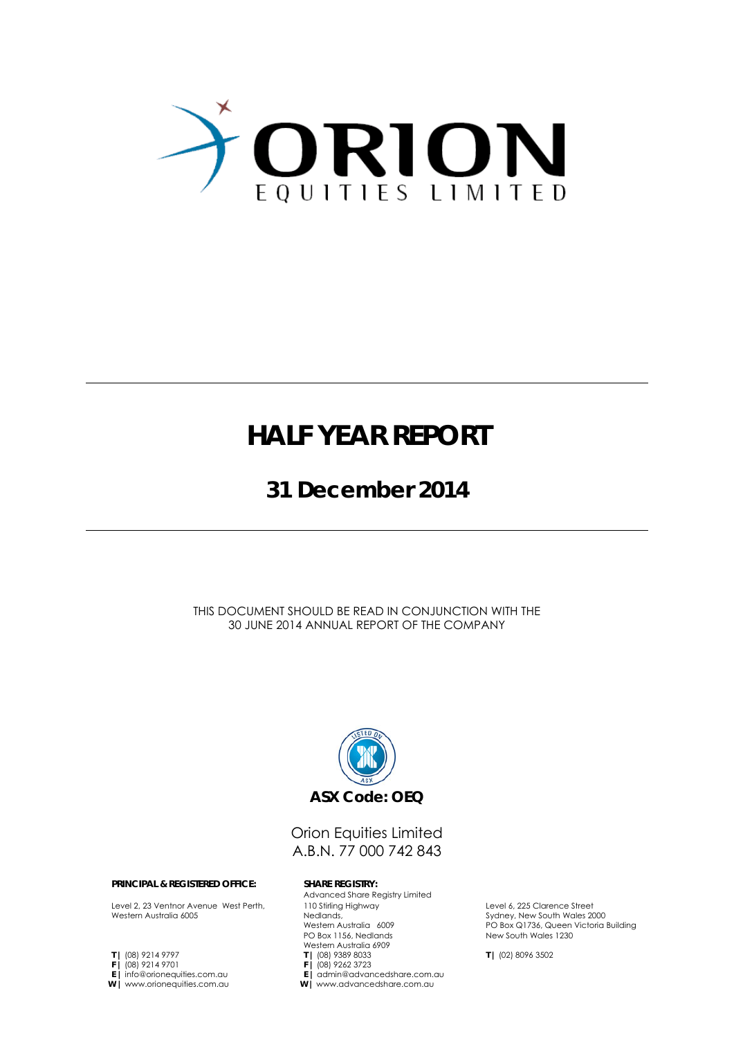# ORION

EQUITIES LIMITED

# HALF YEAR REPORT

## 31 December 2014

THIS DOCUMENT SHOULD BE READ IN CONJUNCTION WITH THE 30 JUNE 2014 ANNUAL REPORT OF THE COMPANY

**ASX Code: OEQ**

Orion Equities Limited
A.B.N. 77 000 742 843

**PRINCIPAL & REGISTERED OFFICE:**

Level 2, 23 Ventnor Avenue West Perth,
Western Australia 6005

**T |** (08) 9214 9797
**F |** (08) 9214 9701
**E |** info@orionequities.com.au
**W |** www.orionequities.com.au

**SHARE REGISTRY:**

Advanced Share Registry Limited
110 Stirling Highway
Nedlands,
Western Australia 6009
PO Box 1156, Nedlands
Western Australia 6909
**T |** (08) 9389 8033
**F |** (08) 9262 3723
**E |** admin@advancedshare.com.au
**W |** www.advancedshare.com.au

Level 6, 225 Clarence Street
Sydney, New South Wales 2000
PO Box Q1736, Queen Victoria Building
New South Wales 1230

**T |** (02) 8096 3502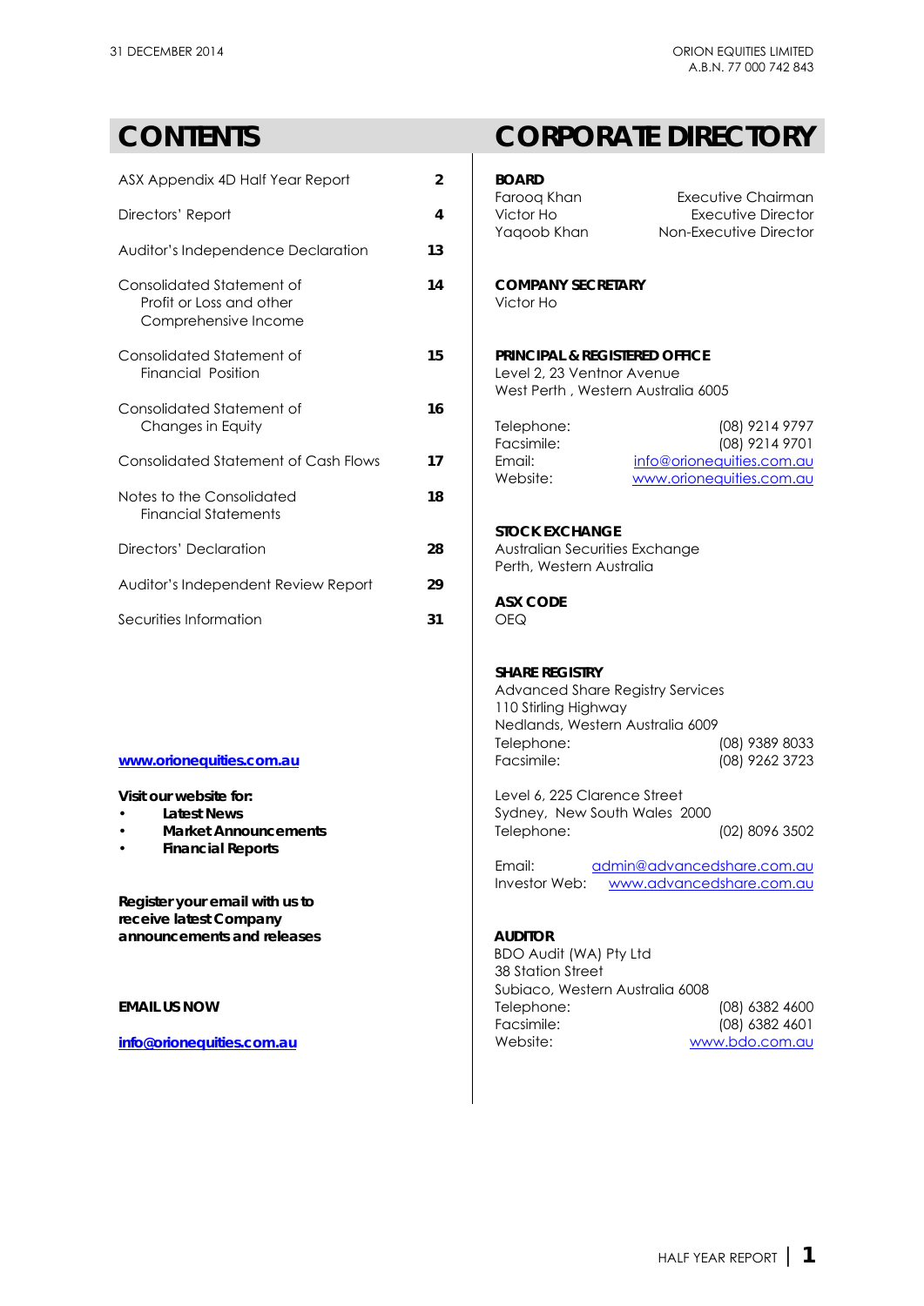# CONTENTS

| | |
|---|---|
| ASX Appendix 4D Half Year Report | 2 |
| Directors' Report | 4 |
| Auditor's Independence Declaration | 13 |
| Consolidated Statement of Profit or Loss and other Comprehensive Income | 14 |
| Consolidated Statement of Financial Position | 15 |
| Consolidated Statement of Changes in Equity | 16 |
| Consolidated Statement of Cash Flows | 17 |
| Notes to the Consolidated Financial Statements | 18 |
| Directors' Declaration | 28 |
| Auditor's Independent Review Report | 29 |
| Securities Information | 31 |

**www.orionequities.com.au**

**Visit our website for:**

- **Latest News**
- **Market Announcements**
- **Financial Reports**

**Register your email with us to receive latest Company announcements and releases**

**EMAIL US NOW**

**info@orionequities.com.au**

# CORPORATE DIRECTORY

**BOARD**

| | |
|---|---|
| Farooq Khan | Executive Chairman |
| Victor Ho | Executive Director |
| Yaqoob Khan | Non-Executive Director |

**COMPANY SECRETARY**

Victor Ho

**PRINCIPAL & REGISTERED OFFICE**

Level 2, 23 Ventnor Avenue
West Perth , Western Australia 6005

| | |
|---|---|
| Telephone: | (08) 9214 9797 |
| Facsimile: | (08) 9214 9701 |
| Email: | info@orionequities.com.au |
| Website: | www.orionequities.com.au |

**STOCK EXCHANGE**

Australian Securities Exchange
Perth, Western Australia

**ASX CODE**

OEQ

**SHARE REGISTRY**

Advanced Share Registry Services
110 Stirling Highway
Nedlands, Western Australia 6009

| | |
|---|---|
| Telephone: | (08) 9389 8033 |
| Facsimile: | (08) 9262 3723 |

Level 6, 225 Clarence Street
Sydney, New South Wales 2000

| | |
|---|---|
| Telephone: | (02) 8096 3502 |
| Email: | admin@advancedshare.com.au |
| Investor Web: | www.advancedshare.com.au |

**AUDITOR**

BDO Audit (WA) Pty Ltd
38 Station Street
Subiaco, Western Australia 6008

| | |
|---|---|
| Telephone: | (08) 6382 4600 |
| Facsimile: | (08) 6382 4601 |
| Website: | www.bdo.com.au |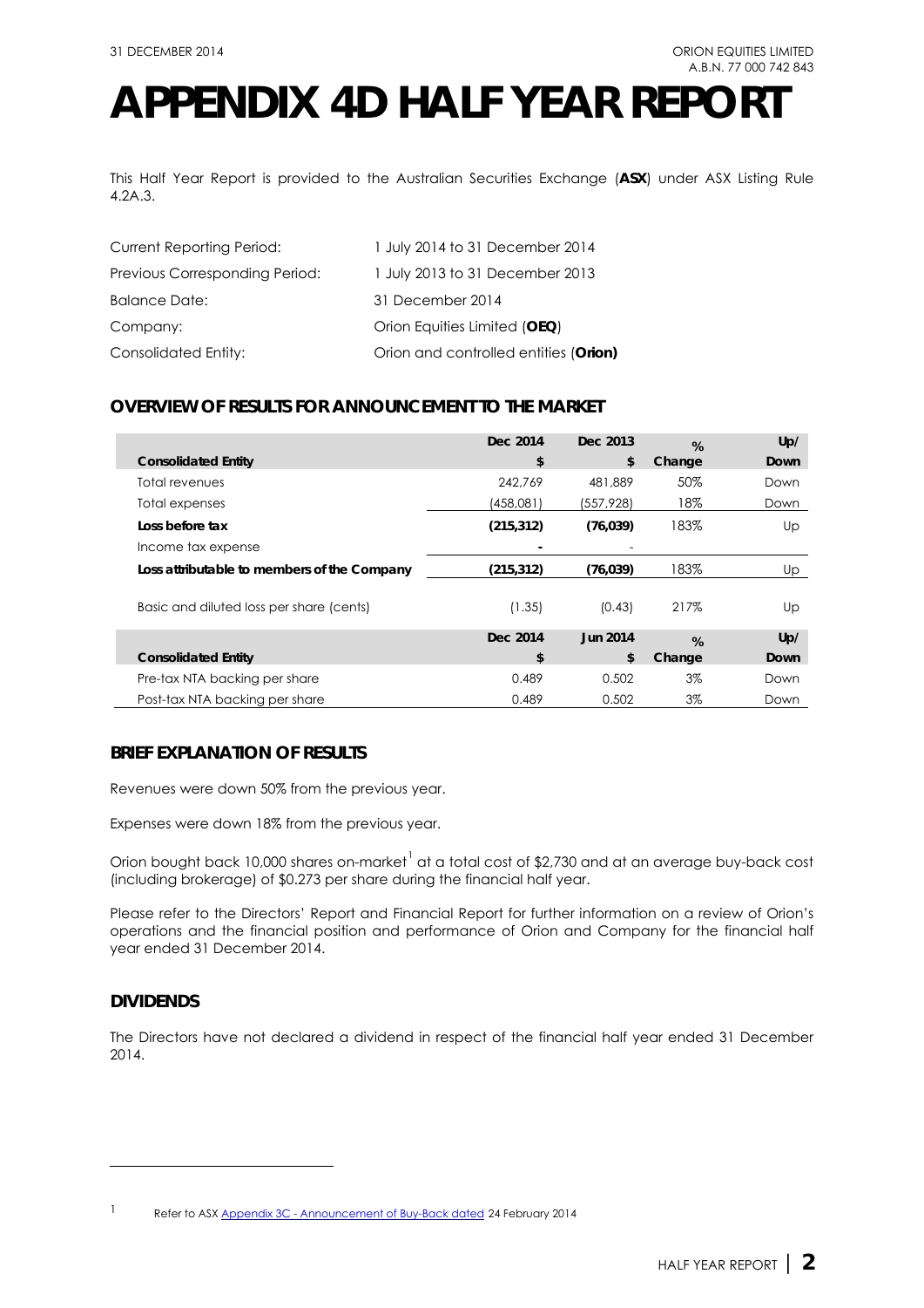# APPENDIX 4D HALF YEAR REPORT

This Half Year Report is provided to the Australian Securities Exchange (**ASX**) under ASX Listing Rule 4.2A.3.

| | |
|---|---|
| Current Reporting Period: | 1 July 2014 to 31 December 2014 |
| Previous Corresponding Period: | 1 July 2013 to 31 December 2013 |
| Balance Date: | 31 December 2014 |
| Company: | Orion Equities Limited (**OEQ**) |
| Consolidated Entity: | Orion and controlled entities (**Orion**) |

## OVERVIEW OF RESULTS FOR ANNOUNCEMENT TO THE MARKET

| Consolidated Entity | Dec 2014 $ | Dec 2013 $ | % Change | Up/ Down |
|---|---|---|---|---|
| Total revenues | 242,769 | 481,889 | 50% | Down |
| Total expenses | (458,081) | (557,928) | 18% | Down |
| **Loss before tax** | **(215,312)** | **(76,039)** | 183% | Up |
| Income tax expense | - | - | | |
| **Loss attributable to members of the Company** | **(215,312)** | **(76,039)** | 183% | Up |
| Basic and diluted loss per share (cents) | (1.35) | (0.43) | 217% | Up |
| **Consolidated Entity** | **Dec 2014 $** | **Jun 2014 $** | **% Change** | **Up/ Down** |
| Pre-tax NTA backing per share | 0.489 | 0.502 | 3% | Down |
| Post-tax NTA backing per share | 0.489 | 0.502 | 3% | Down |

## BRIEF EXPLANATION OF RESULTS

Revenues were down 50% from the previous year.

Expenses were down 18% from the previous year.

Orion bought back 10,000 shares on-market[1] at a total cost of $2,730 and at an average buy-back cost (including brokerage) of $0.273 per share during the financial half year.

Please refer to the Directors' Report and Financial Report for further information on a review of Orion's operations and the financial position and performance of Orion and Company for the financial half year ended 31 December 2014.

## DIVIDENDS

The Directors have not declared a dividend in respect of the financial half year ended 31 December 2014.

---

[1] Refer to ASX Appendix 3C - Announcement of Buy-Back dated 24 February 2014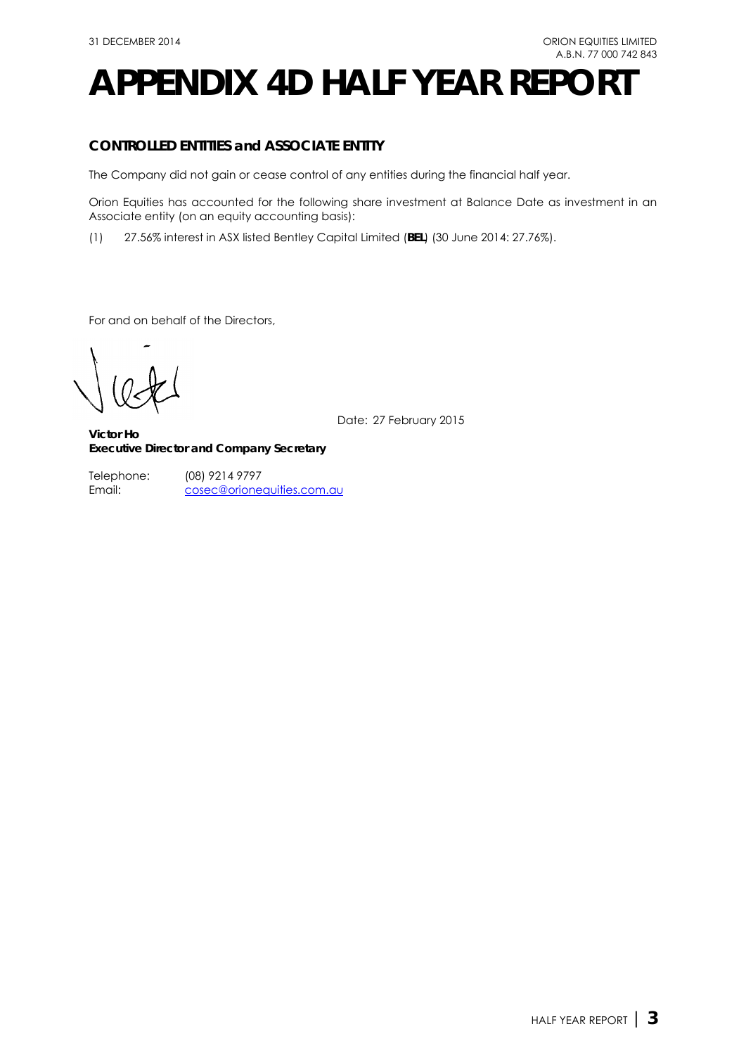# APPENDIX 4D HALF YEAR REPORT

## CONTROLLED ENTITIES and ASSOCIATE ENTITY

The Company did not gain or cease control of any entities during the financial half year.

Orion Equities has accounted for the following share investment at Balance Date as investment in an Associate entity (on an equity accounting basis):

(1) 27.56% interest in ASX listed Bentley Capital Limited (**BEL**) (30 June 2014: 27.76%).

For and on behalf of the Directors,

Date: 27 February 2015

**Victor Ho**
**Executive Director and Company Secretary**

Telephone: (08) 9214 9797
Email: cosec@orionequities.com.au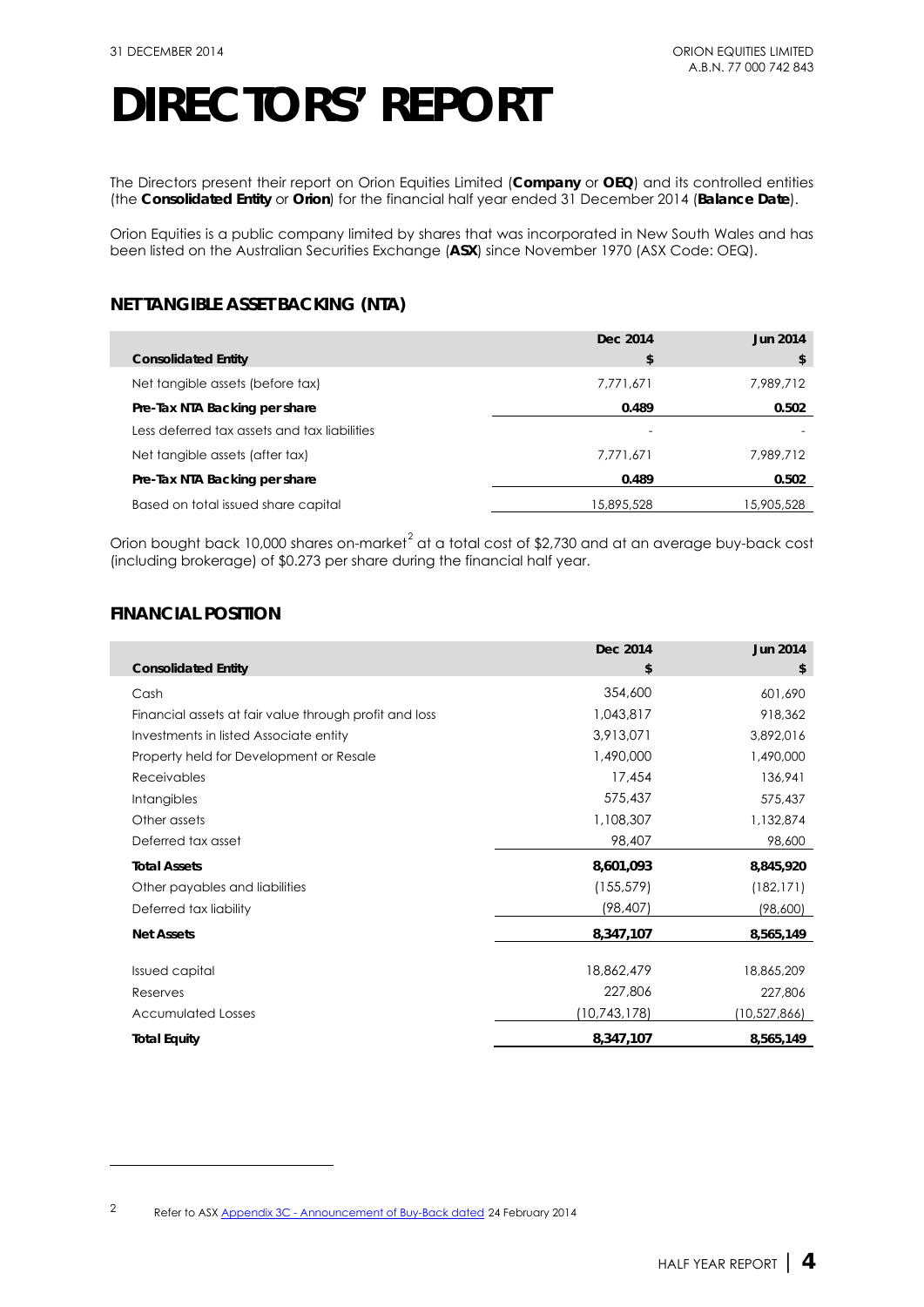# DIRECTORS' REPORT

The Directors present their report on Orion Equities Limited (**Company** or **OEQ**) and its controlled entities (the **Consolidated Entity** or **Orion**) for the financial half year ended 31 December 2014 (**Balance Date**).

Orion Equities is a public company limited by shares that was incorporated in New South Wales and has been listed on the Australian Securities Exchange (**ASX**) since November 1970 (ASX Code: OEQ).

## NET TANGIBLE ASSET BACKING (NTA)

| Consolidated Entity | Dec 2014 $ | Jun 2014 $ |
|---|---|---|
| Net tangible assets (before tax) | 7,771,671 | 7,989,712 |
| **Pre-Tax NTA Backing per share** | **0.489** | **0.502** |
| Less deferred tax assets and tax liabilities | - | - |
| Net tangible assets (after tax) | 7,771,671 | 7,989,712 |
| **Pre-Tax NTA Backing per share** | **0.489** | **0.502** |
| Based on total issued share capital | 15,895,528 | 15,905,528 |

Orion bought back 10,000 shares on-market[2] at a total cost of $2,730 and at an average buy-back cost (including brokerage) of $0.273 per share during the financial half year.

## FINANCIAL POSITION

| Consolidated Entity | Dec 2014 $ | Jun 2014 $ |
|---|---|---|
| Cash | 354,600 | 601,690 |
| Financial assets at fair value through profit and loss | 1,043,817 | 918,362 |
| Investments in listed Associate entity | 3,913,071 | 3,892,016 |
| Property held for Development or Resale | 1,490,000 | 1,490,000 |
| Receivables | 17,454 | 136,941 |
| Intangibles | 575,437 | 575,437 |
| Other assets | 1,108,307 | 1,132,874 |
| Deferred tax asset | 98,407 | 98,600 |
| **Total Assets** | **8,601,093** | **8,845,920** |
| Other payables and liabilities | (155,579) | (182,171) |
| Deferred tax liability | (98,407) | (98,600) |
| **Net Assets** | **8,347,107** | **8,565,149** |
| | | |
| Issued capital | 18,862,479 | 18,865,209 |
| Reserves | 227,806 | 227,806 |
| Accumulated Losses | (10,743,178) | (10,527,866) |
| **Total Equity** | **8,347,107** | **8,565,149** |

[2] Refer to ASX Appendix 3C - Announcement of Buy-Back dated 24 February 2014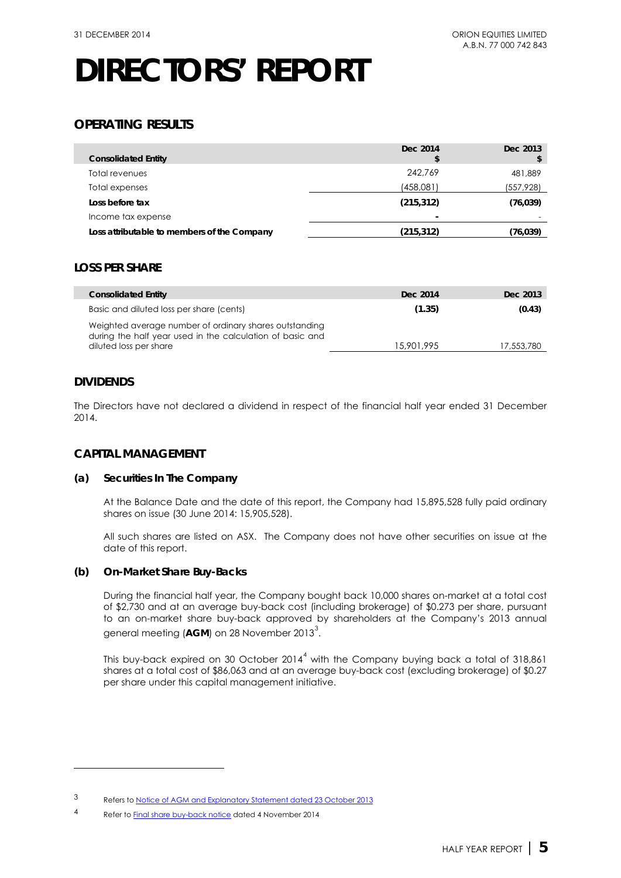# DIRECTORS' REPORT

## OPERATING RESULTS

| Consolidated Entity | Dec 2014 $ | Dec 2013 $ |
|---|---|---|
| Total revenues | 242,769 | 481,889 |
| Total expenses | (458,081) | (557,928) |
| **Loss before tax** | **(215,312)** | **(76,039)** |
| Income tax expense | - | - |
| **Loss attributable to members of the Company** | **(215,312)** | **(76,039)** |

## LOSS PER SHARE

| Consolidated Entity | Dec 2014 | Dec 2013 |
|---|---|---|
| Basic and diluted loss per share (cents) | **(1.35)** | **(0.43)** |
| Weighted average number of ordinary shares outstanding during the half year used in the calculation of basic and diluted loss per share | 15,901,995 | 17,553,780 |

## DIVIDENDS

The Directors have not declared a dividend in respect of the financial half year ended 31 December 2014.

## CAPITAL MANAGEMENT

### (a) Securities In The Company

At the Balance Date and the date of this report, the Company had 15,895,528 fully paid ordinary shares on issue (30 June 2014: 15,905,528).

All such shares are listed on ASX. The Company does not have other securities on issue at the date of this report.

### (b) On-Market Share Buy-Backs

During the financial half year, the Company bought back 10,000 shares on-market at a total cost of $2,730 and at an average buy-back cost (including brokerage) of $0.273 per share, pursuant to an on-market share buy-back approved by shareholders at the Company's 2013 annual general meeting (**AGM**) on 28 November 2013[3].

This buy-back expired on 30 October 2014[4] with the Company buying back a total of 318,861 shares at a total cost of $86,063 and at an average buy-back cost (excluding brokerage) of $0.27 per share under this capital management initiative.

---

[3] Refers to Notice of AGM and Explanatory Statement dated 23 October 2013

[4] Refer to Final share buy-back notice dated 4 November 2014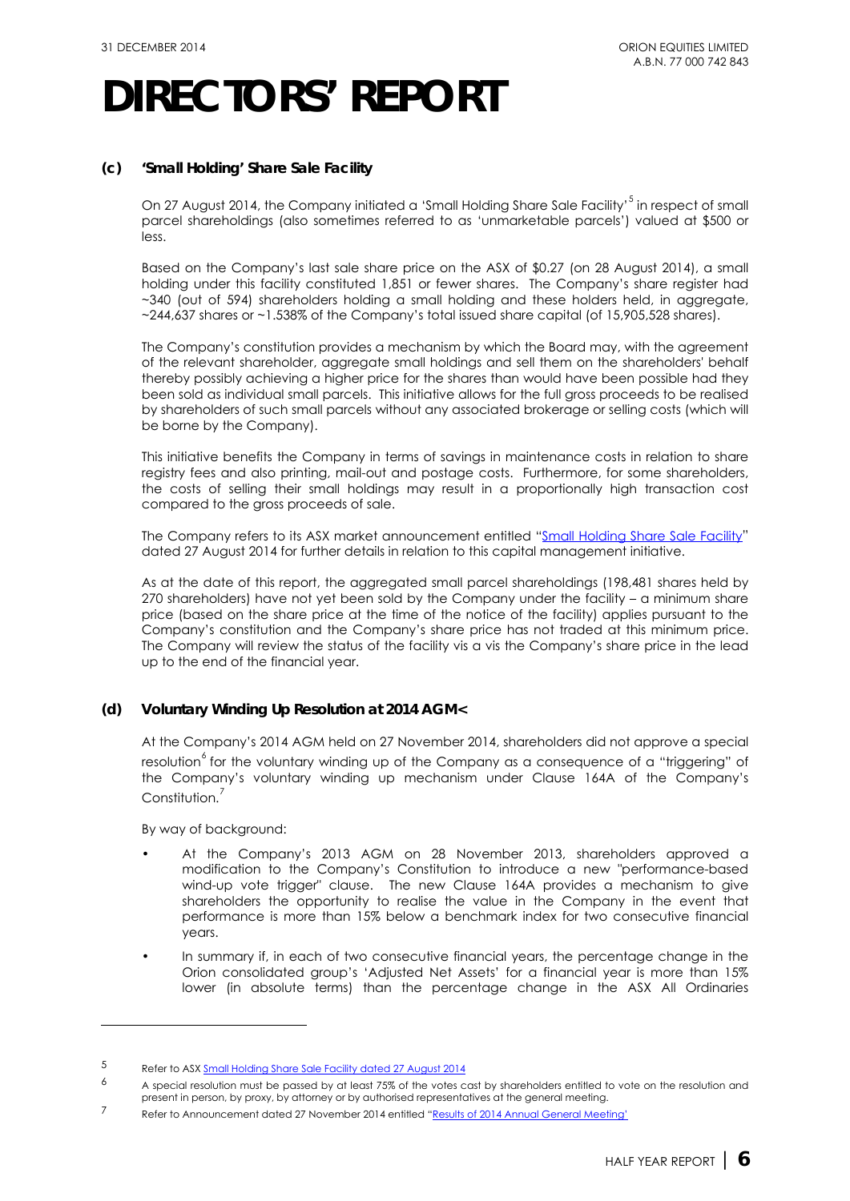# DIRECTORS' REPORT

### (c) 'Small Holding' Share Sale Facility

On 27 August 2014, the Company initiated a 'Small Holding Share Sale Facility'[5] in respect of small parcel shareholdings (also sometimes referred to as 'unmarketable parcels') valued at $500 or less.

Based on the Company's last sale share price on the ASX of $0.27 (on 28 August 2014), a small holding under this facility constituted 1,851 or fewer shares. The Company's share register had ~340 (out of 594) shareholders holding a small holding and these holders held, in aggregate, ~244,637 shares or ~1.538% of the Company's total issued share capital (of 15,905,528 shares).

The Company's constitution provides a mechanism by which the Board may, with the agreement of the relevant shareholder, aggregate small holdings and sell them on the shareholders' behalf thereby possibly achieving a higher price for the shares than would have been possible had they been sold as individual small parcels. This initiative allows for the full gross proceeds to be realised by shareholders of such small parcels without any associated brokerage or selling costs (which will be borne by the Company).

This initiative benefits the Company in terms of savings in maintenance costs in relation to share registry fees and also printing, mail-out and postage costs. Furthermore, for some shareholders, the costs of selling their small holdings may result in a proportionally high transaction cost compared to the gross proceeds of sale.

The Company refers to its ASX market announcement entitled "Small Holding Share Sale Facility" dated 27 August 2014 for further details in relation to this capital management initiative.

As at the date of this report, the aggregated small parcel shareholdings (198,481 shares held by 270 shareholders) have not yet been sold by the Company under the facility – a minimum share price (based on the share price at the time of the notice of the facility) applies pursuant to the Company's constitution and the Company's share price has not traded at this minimum price. The Company will review the status of the facility vis a vis the Company's share price in the lead up to the end of the financial year.

### (d) Voluntary Winding Up Resolution at 2014 AGM<

At the Company's 2014 AGM held on 27 November 2014, shareholders did not approve a special resolution[6] for the voluntary winding up of the Company as a consequence of a "triggering" of the Company's voluntary winding up mechanism under Clause 164A of the Company's Constitution.[7]

By way of background:

- At the Company's 2013 AGM on 28 November 2013, shareholders approved a modification to the Company's Constitution to introduce a new "performance-based wind-up vote trigger" clause. The new Clause 164A provides a mechanism to give shareholders the opportunity to realise the value in the Company in the event that performance is more than 15% below a benchmark index for two consecutive financial years.
- In summary if, in each of two consecutive financial years, the percentage change in the Orion consolidated group's 'Adjusted Net Assets' for a financial year is more than 15% lower (in absolute terms) than the percentage change in the ASX All Ordinaries

---

5 Refer to ASX Small Holding Share Sale Facility dated 27 August 2014

6 A special resolution must be passed by at least 75% of the votes cast by shareholders entitled to vote on the resolution and present in person, by proxy, by attorney or by authorised representatives at the general meeting.

7 Refer to Announcement dated 27 November 2014 entitled "Results of 2014 Annual General Meeting'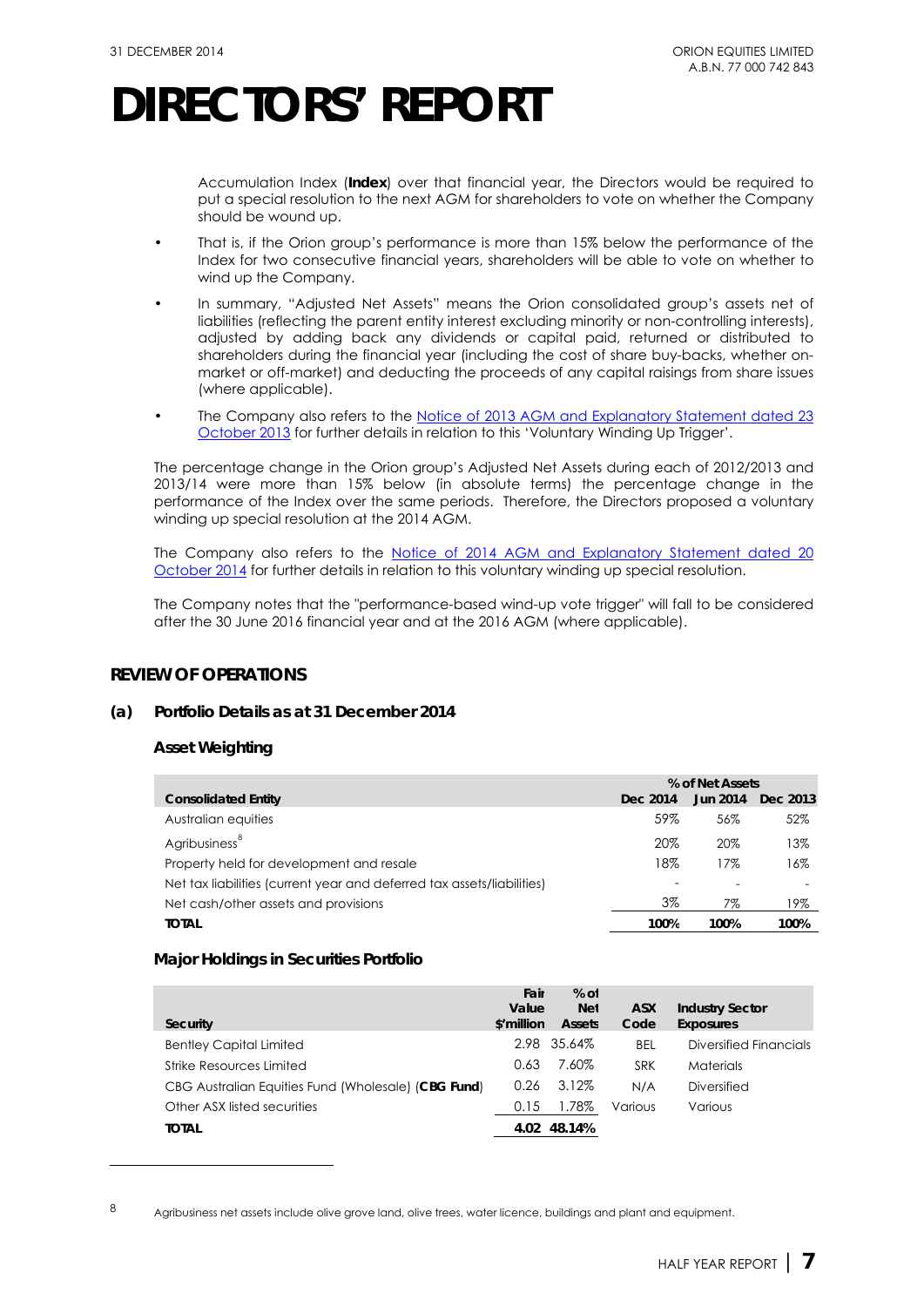# DIRECTORS' REPORT

Accumulation Index (**Index**) over that financial year, the Directors would be required to put a special resolution to the next AGM for shareholders to vote on whether the Company should be wound up.

- That is, if the Orion group's performance is more than 15% below the performance of the Index for two consecutive financial years, shareholders will be able to vote on whether to wind up the Company.
- In summary, "Adjusted Net Assets" means the Orion consolidated group's assets net of liabilities (reflecting the parent entity interest excluding minority or non-controlling interests), adjusted by adding back any dividends or capital paid, returned or distributed to shareholders during the financial year (including the cost of share buy-backs, whether on-market or off-market) and deducting the proceeds of any capital raisings from share issues (where applicable).
- The Company also refers to the Notice of 2013 AGM and Explanatory Statement dated 23 October 2013 for further details in relation to this 'Voluntary Winding Up Trigger'.

The percentage change in the Orion group's Adjusted Net Assets during each of 2012/2013 and 2013/14 were more than 15% below (in absolute terms) the percentage change in the performance of the Index over the same periods. Therefore, the Directors proposed a voluntary winding up special resolution at the 2014 AGM.

The Company also refers to the Notice of 2014 AGM and Explanatory Statement dated 20 October 2014 for further details in relation to this voluntary winding up special resolution.

The Company notes that the "performance-based wind-up vote trigger" will fall to be considered after the 30 June 2016 financial year and at the 2016 AGM (where applicable).

## REVIEW OF OPERATIONS

### (a) Portfolio Details as at 31 December 2014

#### Asset Weighting

| | % of Net Assets | | |
|---|---|---|---|
| **Consolidated Entity** | **Dec 2014** | **Jun 2014** | **Dec 2013** |
| Australian equities | 59% | 56% | 52% |
| Agribusiness[8] | 20% | 20% | 13% |
| Property held for development and resale | 18% | 17% | 16% |
| Net tax liabilities (current year and deferred tax assets/liabilities) | - | - | - |
| Net cash/other assets and provisions | 3% | 7% | 19% |
| **TOTAL** | **100%** | **100%** | **100%** |

#### Major Holdings in Securities Portfolio

| Security | Fair Value $'million | % of Net Assets | ASX Code | Industry Sector Exposures |
|---|---|---|---|---|
| Bentley Capital Limited | 2.98 | 35.64% | BEL | Diversified Financials |
| Strike Resources Limited | 0.63 | 7.60% | SRK | Materials |
| CBG Australian Equities Fund (Wholesale) (**CBG Fund**) | 0.26 | 3.12% | N/A | Diversified |
| Other ASX listed securities | 0.15 | 1.78% | Various | Various |
| **TOTAL** | **4.02** | **48.14%** | | |

[8] Agribusiness net assets include olive grove land, olive trees, water licence, buildings and plant and equipment.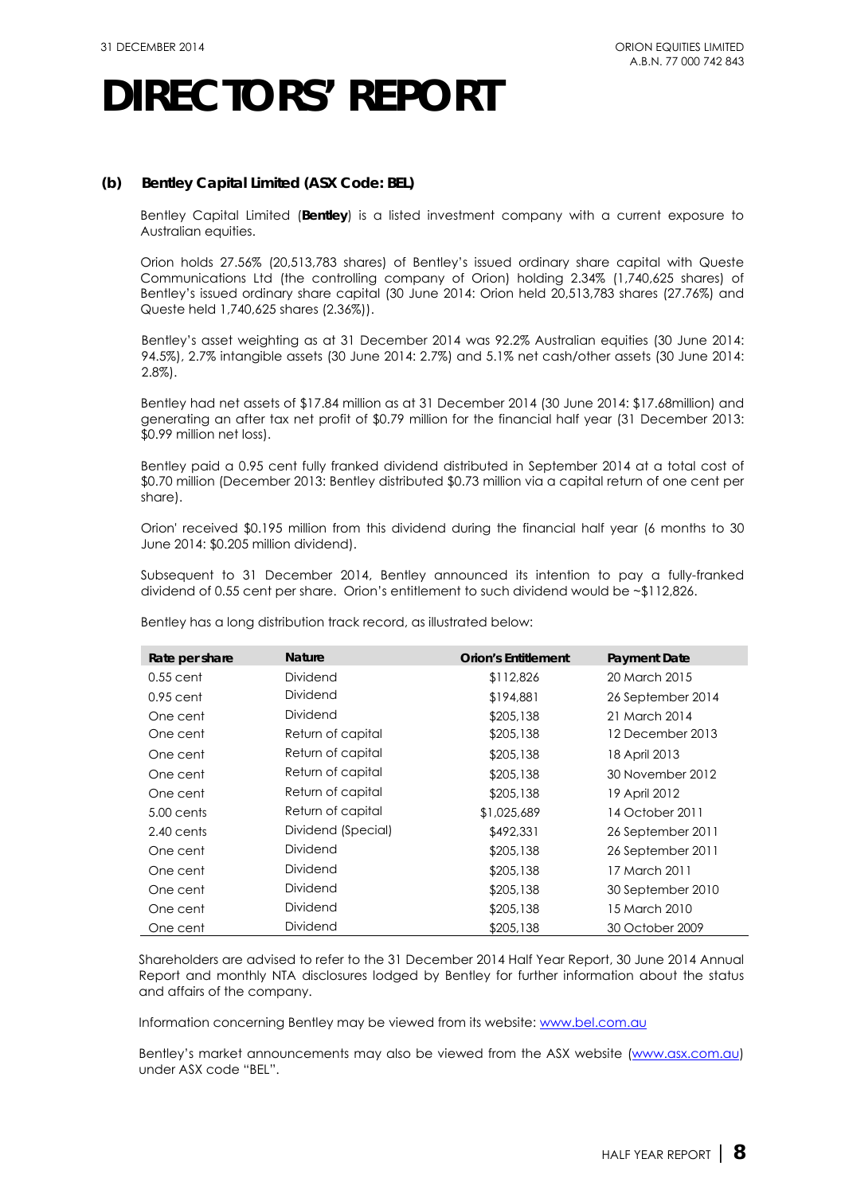# DIRECTORS' REPORT

### (b) Bentley Capital Limited (ASX Code: BEL)

Bentley Capital Limited (**Bentley**) is a listed investment company with a current exposure to Australian equities.

Orion holds 27.56% (20,513,783 shares) of Bentley's issued ordinary share capital with Queste Communications Ltd (the controlling company of Orion) holding 2.34% (1,740,625 shares) of Bentley's issued ordinary share capital (30 June 2014: Orion held 20,513,783 shares (27.76%) and Queste held 1,740,625 shares (2.36%)).

Bentley's asset weighting as at 31 December 2014 was 92.2% Australian equities (30 June 2014: 94.5%), 2.7% intangible assets (30 June 2014: 2.7%) and 5.1% net cash/other assets (30 June 2014: 2.8%).

Bentley had net assets of $17.84 million as at 31 December 2014 (30 June 2014: $17.68million) and generating an after tax net profit of $0.79 million for the financial half year (31 December 2013: $0.99 million net loss).

Bentley paid a 0.95 cent fully franked dividend distributed in September 2014 at a total cost of $0.70 million (December 2013: Bentley distributed $0.73 million via a capital return of one cent per share).

Orion' received $0.195 million from this dividend during the financial half year (6 months to 30 June 2014: $0.205 million dividend).

Subsequent to 31 December 2014, Bentley announced its intention to pay a fully-franked dividend of 0.55 cent per share. Orion's entitlement to such dividend would be ~$112,826.

Bentley has a long distribution track record, as illustrated below:

| Rate per share | Nature | Orion's Entitlement | Payment Date |
|---|---|---|---|
| 0.55 cent | Dividend | $112,826 | 20 March 2015 |
| 0.95 cent | Dividend | $194,881 | 26 September 2014 |
| One cent | Dividend | $205,138 | 21 March 2014 |
| One cent | Return of capital | $205,138 | 12 December 2013 |
| One cent | Return of capital | $205,138 | 18 April 2013 |
| One cent | Return of capital | $205,138 | 30 November 2012 |
| One cent | Return of capital | $205,138 | 19 April 2012 |
| 5.00 cents | Return of capital | $1,025,689 | 14 October 2011 |
| 2.40 cents | Dividend (Special) | $492,331 | 26 September 2011 |
| One cent | Dividend | $205,138 | 26 September 2011 |
| One cent | Dividend | $205,138 | 17 March 2011 |
| One cent | Dividend | $205,138 | 30 September 2010 |
| One cent | Dividend | $205,138 | 15 March 2010 |
| One cent | Dividend | $205,138 | 30 October 2009 |

Shareholders are advised to refer to the 31 December 2014 Half Year Report, 30 June 2014 Annual Report and monthly NTA disclosures lodged by Bentley for further information about the status and affairs of the company.

Information concerning Bentley may be viewed from its website: www.bel.com.au

Bentley's market announcements may also be viewed from the ASX website (www.asx.com.au) under ASX code "BEL".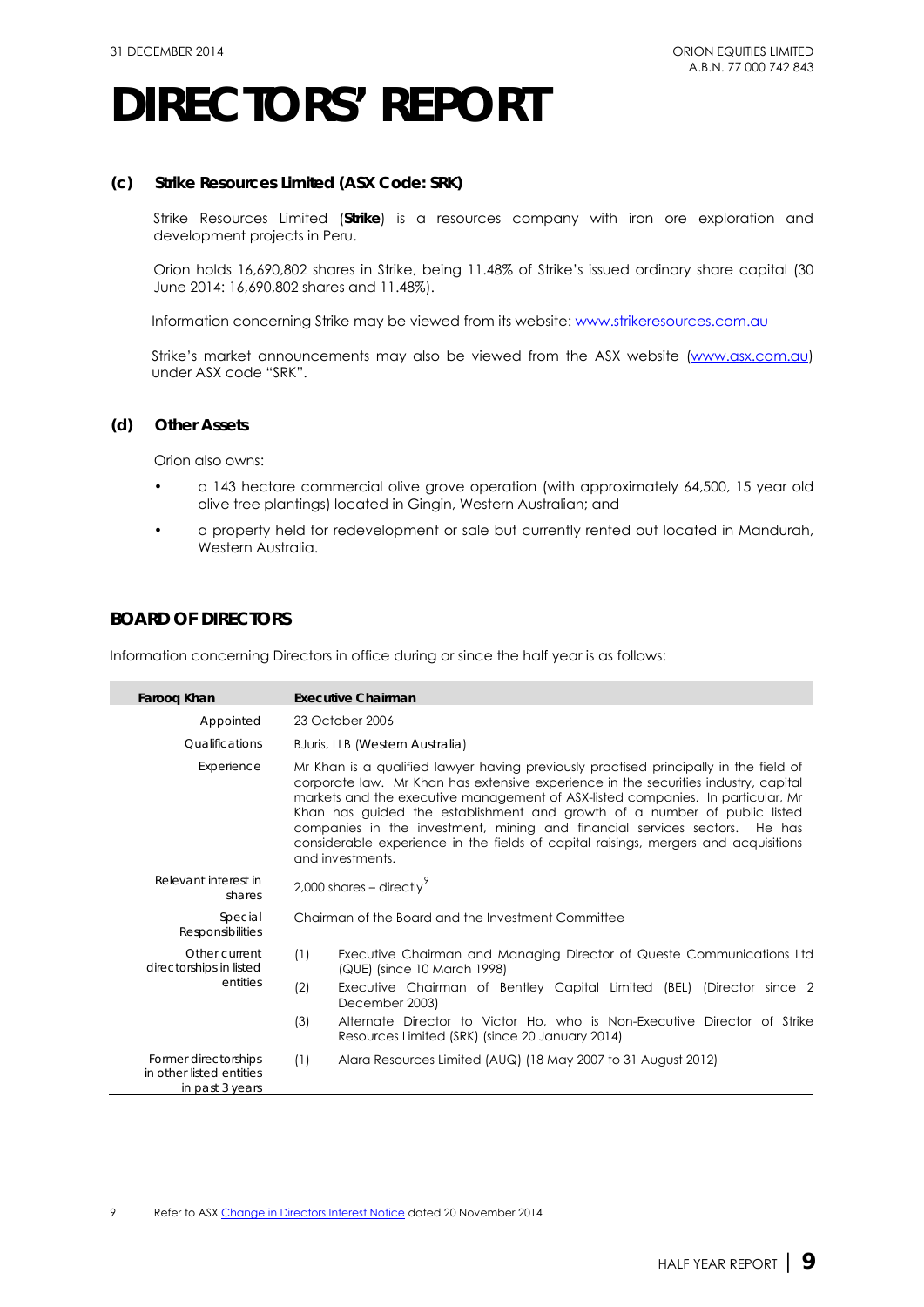# DIRECTORS' REPORT

### (c) Strike Resources Limited (ASX Code: SRK)

Strike Resources Limited (**Strike**) is a resources company with iron ore exploration and development projects in Peru.

Orion holds 16,690,802 shares in Strike, being 11.48% of Strike's issued ordinary share capital (30 June 2014: 16,690,802 shares and 11.48%).

Information concerning Strike may be viewed from its website: www.strikeresources.com.au

Strike's market announcements may also be viewed from the ASX website (www.asx.com.au) under ASX code "SRK".

### (d) Other Assets

Orion also owns:

- a 143 hectare commercial olive grove operation (with approximately 64,500, 15 year old olive tree plantings) located in Gingin, Western Australian; and
- a property held for redevelopment or sale but currently rented out located in Mandurah, Western Australia.

## BOARD OF DIRECTORS

Information concerning Directors in office during or since the half year is as follows:

| **Farooq Khan** | **Executive Chairman** |
|---|---|
| Appointed | 23 October 2006 |
| Qualifications | BJuris, LLB (Western Australia) |
| Experience | Mr Khan is a qualified lawyer having previously practised principally in the field of corporate law. Mr Khan has extensive experience in the securities industry, capital markets and the executive management of ASX-listed companies. In particular, Mr Khan has guided the establishment and growth of a number of public listed companies in the investment, mining and financial services sectors. He has considerable experience in the fields of capital raisings, mergers and acquisitions and investments. |
| Relevant interest in shares | 2,000 shares – directly[9] |
| Special Responsibilities | Chairman of the Board and the Investment Committee |
| Other current directorships in listed entities | (1) Executive Chairman and Managing Director of Queste Communications Ltd (QUE) (since 10 March 1998)<br>(2) Executive Chairman of Bentley Capital Limited (BEL) (Director since 2 December 2003)<br>(3) Alternate Director to Victor Ho, who is Non-Executive Director of Strike Resources Limited (SRK) (since 20 January 2014) |
| Former directorships in other listed entities in past 3 years | (1) Alara Resources Limited (AUQ) (18 May 2007 to 31 August 2012) |

9 Refer to ASX Change in Directors Interest Notice dated 20 November 2014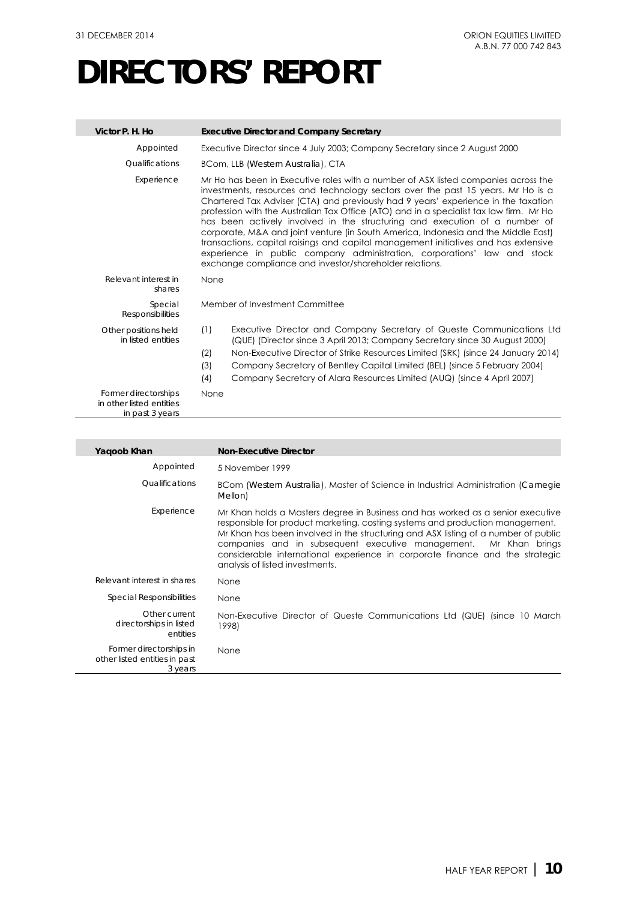# DIRECTORS' REPORT

| Victor P. H. Ho | Executive Director and Company Secretary |
|---|---|
| Appointed | Executive Director since 4 July 2003; Company Secretary since 2 August 2000 |
| Qualifications | BCom, LLB (Western Australia), CTA |
| Experience | Mr Ho has been in Executive roles with a number of ASX listed companies across the investments, resources and technology sectors over the past 15 years. Mr Ho is a Chartered Tax Adviser (CTA) and previously had 9 years' experience in the taxation profession with the Australian Tax Office (ATO) and in a specialist tax law firm. Mr Ho has been actively involved in the structuring and execution of a number of corporate, M&A and joint venture (in South America, Indonesia and the Middle East) transactions, capital raisings and capital management initiatives and has extensive experience in public company administration, corporations' law and stock exchange compliance and investor/shareholder relations. |
| Relevant interest in shares | None |
| Special Responsibilities | Member of Investment Committee |
| Other positions held in listed entities | (1) Executive Director and Company Secretary of Queste Communications Ltd (QUE) (Director since 3 April 2013; Company Secretary since 30 August 2000)<br>(2) Non-Executive Director of Strike Resources Limited (SRK) (since 24 January 2014)<br>(3) Company Secretary of Bentley Capital Limited (BEL) (since 5 February 2004)<br>(4) Company Secretary of Alara Resources Limited (AUQ) (since 4 April 2007) |
| Former directorships in other listed entities in past 3 years | None |

| Yaqoob Khan | Non-Executive Director |
|---|---|
| Appointed | 5 November 1999 |
| Qualifications | BCom (Western Australia), Master of Science in Industrial Administration (Carnegie Mellon) |
| Experience | Mr Khan holds a Masters degree in Business and has worked as a senior executive responsible for product marketing, costing systems and production management. Mr Khan has been involved in the structuring and ASX listing of a number of public companies and in subsequent executive management. Mr Khan brings considerable international experience in corporate finance and the strategic analysis of listed investments. |
| Relevant interest in shares | None |
| Special Responsibilities | None |
| Other current directorships in listed entities | Non-Executive Director of Queste Communications Ltd (QUE) (since 10 March 1998) |
| Former directorships in other listed entities in past 3 years | None |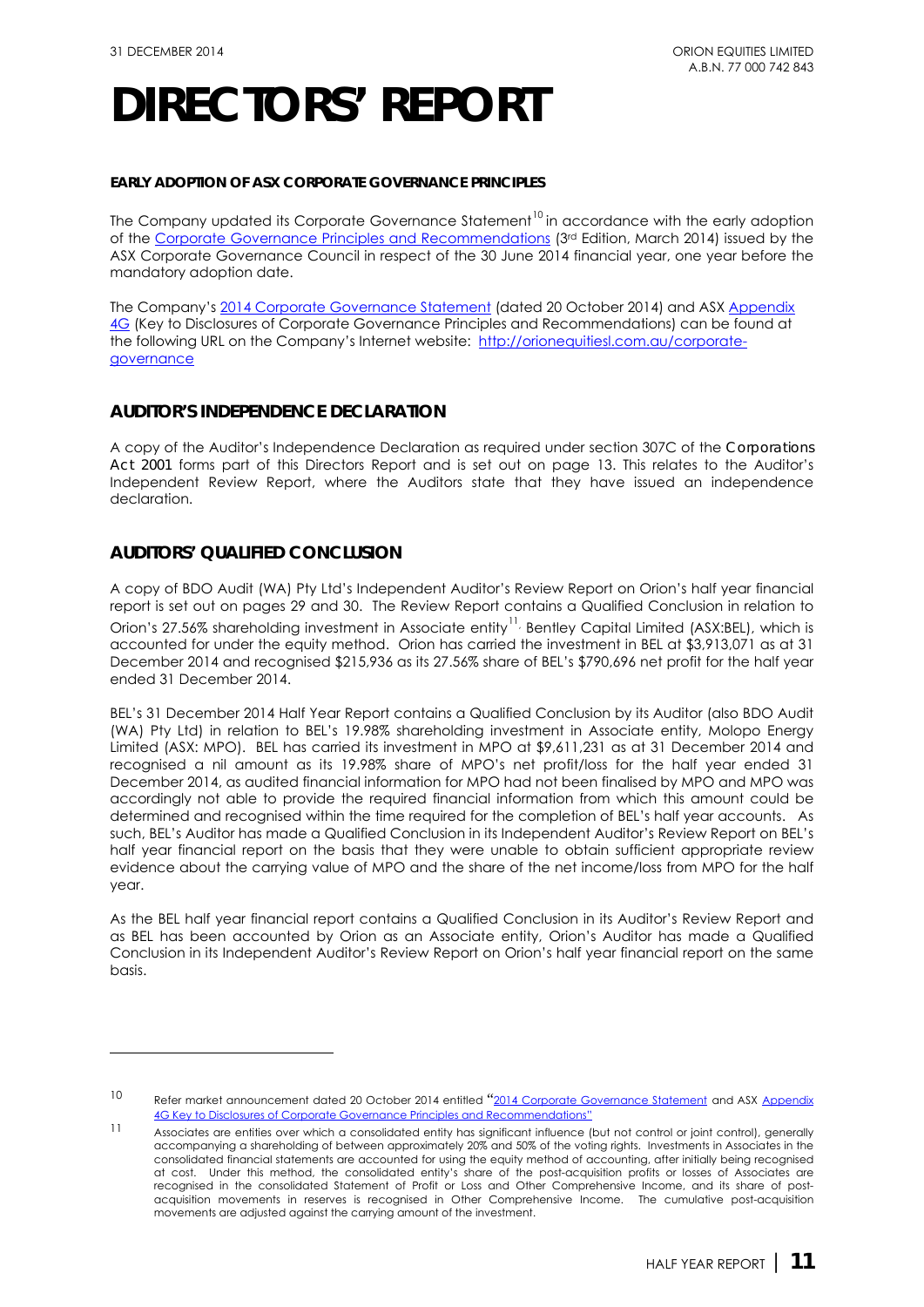# DIRECTORS' REPORT

**EARLY ADOPTION OF ASX CORPORATE GOVERNANCE PRINCIPLES**

The Company updated its Corporate Governance Statement[10] in accordance with the early adoption of the Corporate Governance Principles and Recommendations (3rd Edition, March 2014) issued by the ASX Corporate Governance Council in respect of the 30 June 2014 financial year, one year before the mandatory adoption date.

The Company's 2014 Corporate Governance Statement (dated 20 October 2014) and ASX Appendix 4G (Key to Disclosures of Corporate Governance Principles and Recommendations) can be found at the following URL on the Company's Internet website: http://orionequitiesl.com.au/corporate-governance

## AUDITOR'S INDEPENDENCE DECLARATION

A copy of the Auditor's Independence Declaration as required under section 307C of the *Corporations Act 2001* forms part of this Directors Report and is set out on page 13. This relates to the Auditor's Independent Review Report, where the Auditors state that they have issued an independence declaration.

## AUDITORS' QUALIFIED CONCLUSION

A copy of BDO Audit (WA) Pty Ltd's Independent Auditor's Review Report on Orion's half year financial report is set out on pages 29 and 30. The Review Report contains a Qualified Conclusion in relation to Orion's 27.56% shareholding investment in Associate entity[11], Bentley Capital Limited (ASX:BEL), which is accounted for under the equity method. Orion has carried the investment in BEL at $3,913,071 as at 31 December 2014 and recognised $215,936 as its 27.56% share of BEL's $790,696 net profit for the half year ended 31 December 2014.

BEL's 31 December 2014 Half Year Report contains a Qualified Conclusion by its Auditor (also BDO Audit (WA) Pty Ltd) in relation to BEL's 19.98% shareholding investment in Associate entity, Molopo Energy Limited (ASX: MPO). BEL has carried its investment in MPO at $9,611,231 as at 31 December 2014 and recognised a nil amount as its 19.98% share of MPO's net profit/loss for the half year ended 31 December 2014, as audited financial information for MPO had not been finalised by MPO and MPO was accordingly not able to provide the required financial information from which this amount could be determined and recognised within the time required for the completion of BEL's half year accounts. As such, BEL's Auditor has made a Qualified Conclusion in its Independent Auditor's Review Report on BEL's half year financial report on the basis that they were unable to obtain sufficient appropriate review evidence about the carrying value of MPO and the share of the net income/loss from MPO for the half year.

As the BEL half year financial report contains a Qualified Conclusion in its Auditor's Review Report and as BEL has been accounted by Orion as an Associate entity, Orion's Auditor has made a Qualified Conclusion in its Independent Auditor's Review Report on Orion's half year financial report on the same basis.

---

[10] Refer market announcement dated 20 October 2014 entitled "2014 Corporate Governance Statement and ASX Appendix 4G Key to Disclosures of Corporate Governance Principles and Recommendations"

[11] Associates are entities over which a consolidated entity has significant influence (but not control or joint control), generally accompanying a shareholding of between approximately 20% and 50% of the voting rights. Investments in Associates in the consolidated financial statements are accounted for using the equity method of accounting, after initially being recognised at cost. Under this method, the consolidated entity's share of the post-acquisition profits or losses of Associates are recognised in the consolidated Statement of Profit or Loss and Other Comprehensive Income, and its share of post-acquisition movements in reserves is recognised in Other Comprehensive Income. The cumulative post-acquisition movements are adjusted against the carrying amount of the investment.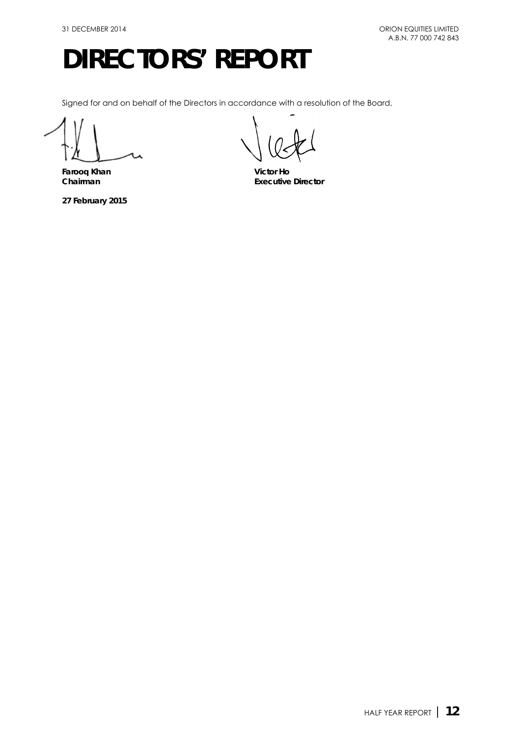# DIRECTORS' REPORT

Signed for and on behalf of the Directors in accordance with a resolution of the Board,

**Farooq Khan**
**Chairman**

**27 February 2015**

**Victor Ho**
**Executive Director**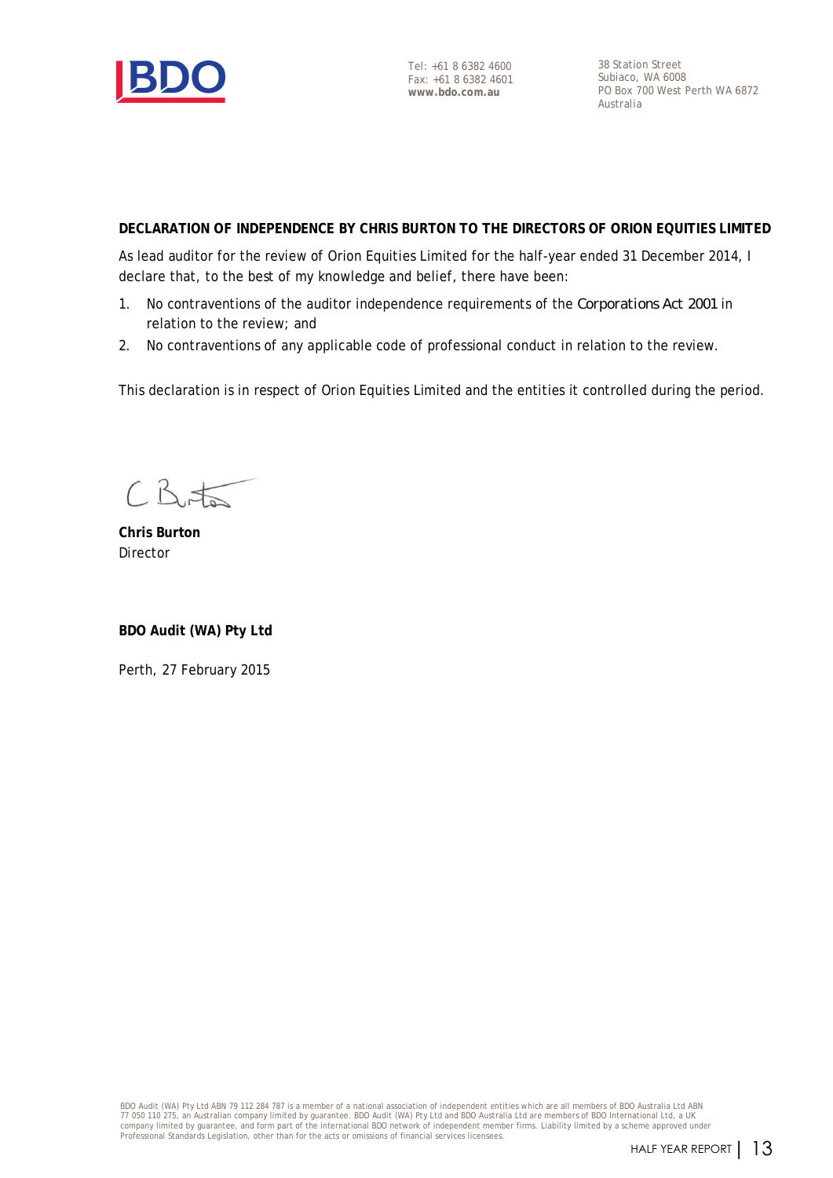Tel: +61 8 6382 4600
Fax: +61 8 6382 4601
**www.bdo.com.au**

38 Station Street
Subiaco, WA 6008
PO Box 700 West Perth WA 6872
Australia

**DECLARATION OF INDEPENDENCE BY CHRIS BURTON TO THE DIRECTORS OF ORION EQUITIES LIMITED**

As lead auditor for the review of Orion Equities Limited for the half-year ended 31 December 2014, I declare that, to the best of my knowledge and belief, there have been:

1. No contraventions of the auditor independence requirements of the *Corporations Act 2001* in relation to the review; and
2. No contraventions of any applicable code of professional conduct in relation to the review.

This declaration is in respect of Orion Equities Limited and the entities it controlled during the period.

**Chris Burton**
Director

**BDO Audit (WA) Pty Ltd**

Perth, 27 February 2015

BDO Audit (WA) Pty Ltd ABN 79 112 284 787 is a member of a national association of independent entities which are all members of BDO Australia Ltd ABN 77 050 110 275, an Australian company limited by guarantee. BDO Audit (WA) Pty Ltd and BDO Australia Ltd are members of BDO International Ltd, a UK company limited by guarantee, and form part of the international BDO network of independent member firms. Liability limited by a scheme approved under Professional Standards Legislation, other than for the acts or omissions of financial services licensees.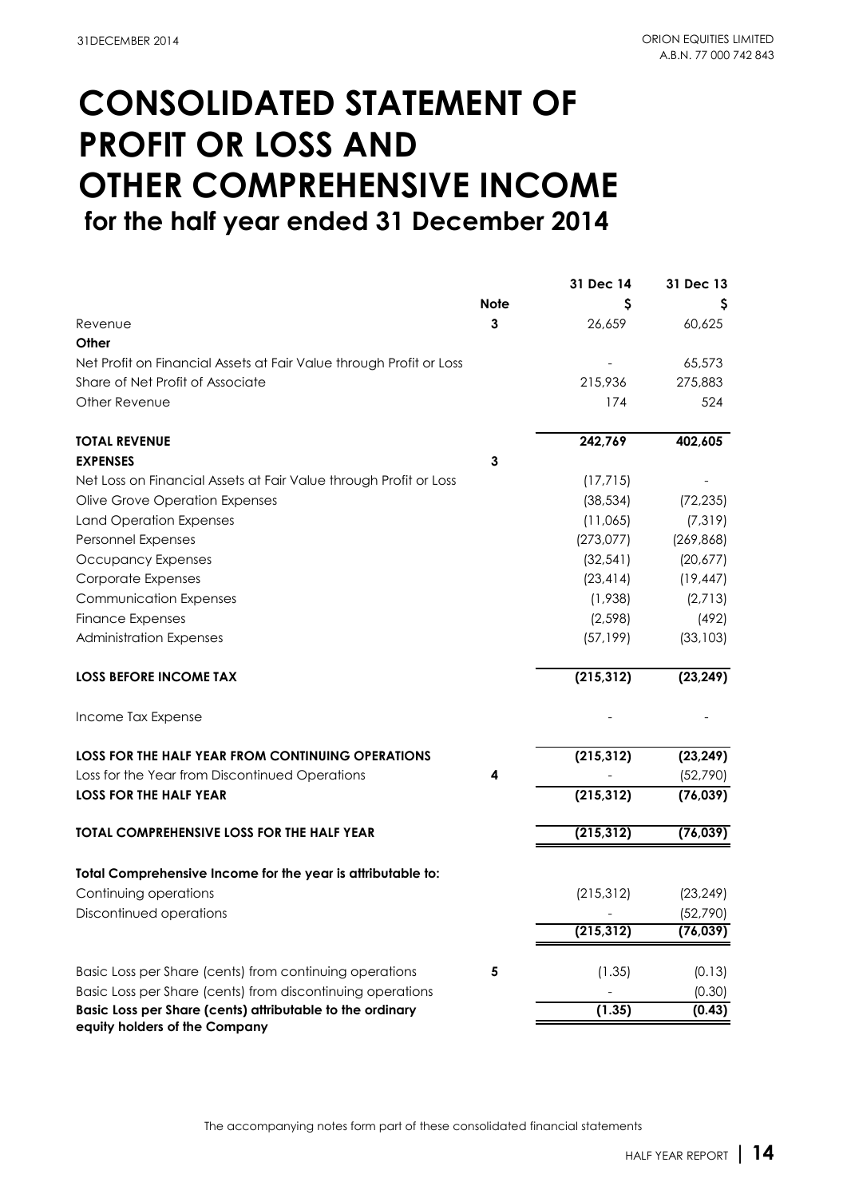# CONSOLIDATED STATEMENT OF PROFIT OR LOSS AND OTHER COMPREHENSIVE INCOME

## for the half year ended 31 December 2014

| | Note | 31 Dec 14 | 31 Dec 13 |
|---|---|---|---|
| | | $ | $ |
| Revenue | 3 | 26,659 | 60,625 |
| **Other** | | | |
| Net Profit on Financial Assets at Fair Value through Profit or Loss | | - | 65,573 |
| Share of Net Profit of Associate | | 215,936 | 275,883 |
| Other Revenue | | 174 | 524 |
| **TOTAL REVENUE** | | **242,769** | **402,605** |
| **EXPENSES** | 3 | | |
| Net Loss on Financial Assets at Fair Value through Profit or Loss | | (17,715) | - |
| Olive Grove Operation Expenses | | (38,534) | (72,235) |
| Land Operation Expenses | | (11,065) | (7,319) |
| Personnel Expenses | | (273,077) | (269,868) |
| Occupancy Expenses | | (32,541) | (20,677) |
| Corporate Expenses | | (23,414) | (19,447) |
| Communication Expenses | | (1,938) | (2,713) |
| Finance Expenses | | (2,598) | (492) |
| Administration Expenses | | (57,199) | (33,103) |
| **LOSS BEFORE INCOME TAX** | | **(215,312)** | **(23,249)** |
| Income Tax Expense | | - | - |
| **LOSS FOR THE HALF YEAR FROM CONTINUING OPERATIONS** | | **(215,312)** | **(23,249)** |
| Loss for the Year from Discontinued Operations | 4 | - | (52,790) |
| **LOSS FOR THE HALF YEAR** | | **(215,312)** | **(76,039)** |
| **TOTAL COMPREHENSIVE LOSS FOR THE HALF YEAR** | | **(215,312)** | **(76,039)** |
| **Total Comprehensive Income for the year is attributable to:** | | | |
| Continuing operations | | (215,312) | (23,249) |
| Discontinued operations | | - | (52,790) |
| | | **(215,312)** | **(76,039)** |
| Basic Loss per Share (cents) from continuing operations | 5 | (1.35) | (0.13) |
| Basic Loss per Share (cents) from discontinuing operations | | - | (0.30) |
| **Basic Loss per Share (cents) attributable to the ordinary equity holders of the Company** | | **(1.35)** | **(0.43)** |

The accompanying notes form part of these consolidated financial statements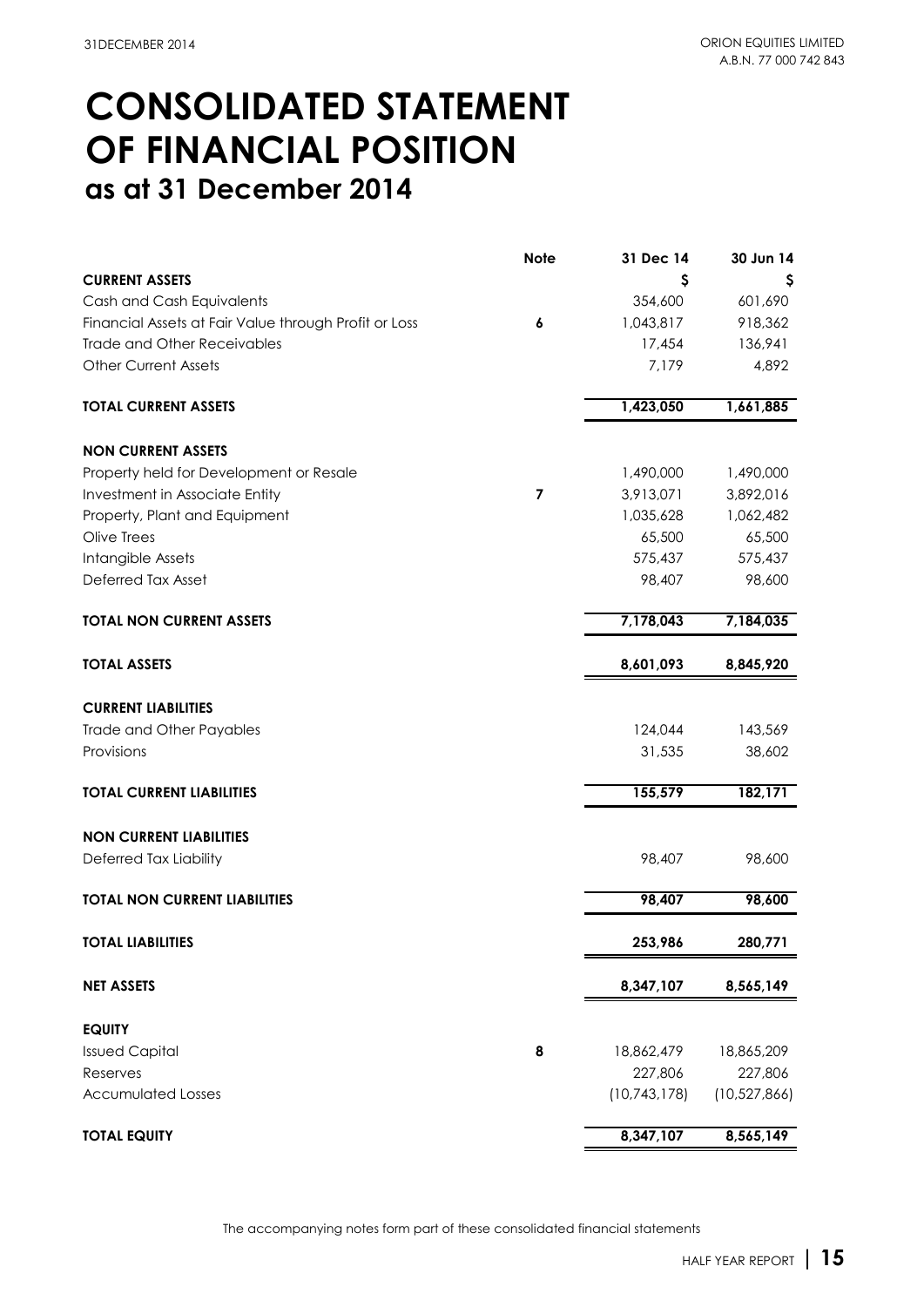# CONSOLIDATED STATEMENT OF FINANCIAL POSITION

## as at 31 December 2014

| | Note | 31 Dec 14 | 30 Jun 14 |
|---|---|---|---|
| **CURRENT ASSETS** | | $ | $ |
| Cash and Cash Equivalents | | 354,600 | 601,690 |
| Financial Assets at Fair Value through Profit or Loss | 6 | 1,043,817 | 918,362 |
| Trade and Other Receivables | | 17,454 | 136,941 |
| Other Current Assets | | 7,179 | 4,892 |
| **TOTAL CURRENT ASSETS** | | **1,423,050** | **1,661,885** |
| **NON CURRENT ASSETS** | | | |
| Property held for Development or Resale | | 1,490,000 | 1,490,000 |
| Investment in Associate Entity | 7 | 3,913,071 | 3,892,016 |
| Property, Plant and Equipment | | 1,035,628 | 1,062,482 |
| Olive Trees | | 65,500 | 65,500 |
| Intangible Assets | | 575,437 | 575,437 |
| Deferred Tax Asset | | 98,407 | 98,600 |
| **TOTAL NON CURRENT ASSETS** | | **7,178,043** | **7,184,035** |
| **TOTAL ASSETS** | | **8,601,093** | **8,845,920** |
| **CURRENT LIABILITIES** | | | |
| Trade and Other Payables | | 124,044 | 143,569 |
| Provisions | | 31,535 | 38,602 |
| **TOTAL CURRENT LIABILITIES** | | **155,579** | **182,171** |
| **NON CURRENT LIABILITIES** | | | |
| Deferred Tax Liability | | 98,407 | 98,600 |
| **TOTAL NON CURRENT LIABILITIES** | | **98,407** | **98,600** |
| **TOTAL LIABILITIES** | | **253,986** | **280,771** |
| **NET ASSETS** | | **8,347,107** | **8,565,149** |
| **EQUITY** | | | |
| Issued Capital | 8 | 18,862,479 | 18,865,209 |
| Reserves | | 227,806 | 227,806 |
| Accumulated Losses | | (10,743,178) | (10,527,866) |
| **TOTAL EQUITY** | | **8,347,107** | **8,565,149** |

The accompanying notes form part of these consolidated financial statements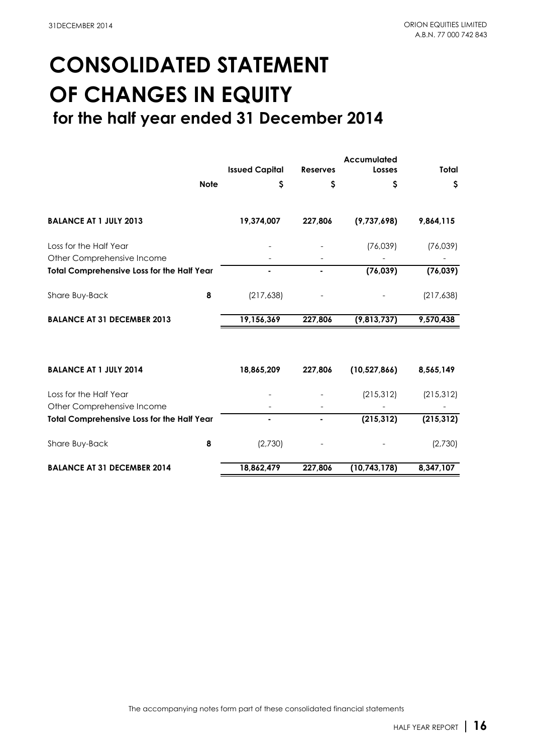# CONSOLIDATED STATEMENT OF CHANGES IN EQUITY

## for the half year ended 31 December 2014

| | Note | Issued Capital | Reserves | Accumulated Losses | Total |
|---|---|---|---|---|---|
| | | $ | $ | $ | $ |
| **BALANCE AT 1 JULY 2013** | | **19,374,007** | **227,806** | **(9,737,698)** | **9,864,115** |
| Loss for the Half Year | | - | - | (76,039) | (76,039) |
| Other Comprehensive Income | | - | - | - | - |
| **Total Comprehensive Loss for the Half Year** | | **-** | **-** | **(76,039)** | **(76,039)** |
| Share Buy-Back | 8 | (217,638) | - | - | (217,638) |
| **BALANCE AT 31 DECEMBER 2013** | | **19,156,369** | **227,806** | **(9,813,737)** | **9,570,438** |
| | | | | | |
| **BALANCE AT 1 JULY 2014** | | **18,865,209** | **227,806** | **(10,527,866)** | **8,565,149** |
| Loss for the Half Year | | - | - | (215,312) | (215,312) |
| Other Comprehensive Income | | - | - | - | - |
| **Total Comprehensive Loss for the Half Year** | | **-** | **-** | **(215,312)** | **(215,312)** |
| Share Buy-Back | 8 | (2,730) | - | - | (2,730) |
| **BALANCE AT 31 DECEMBER 2014** | | **18,862,479** | **227,806** | **(10,743,178)** | **8,347,107** |

The accompanying notes form part of these consolidated financial statements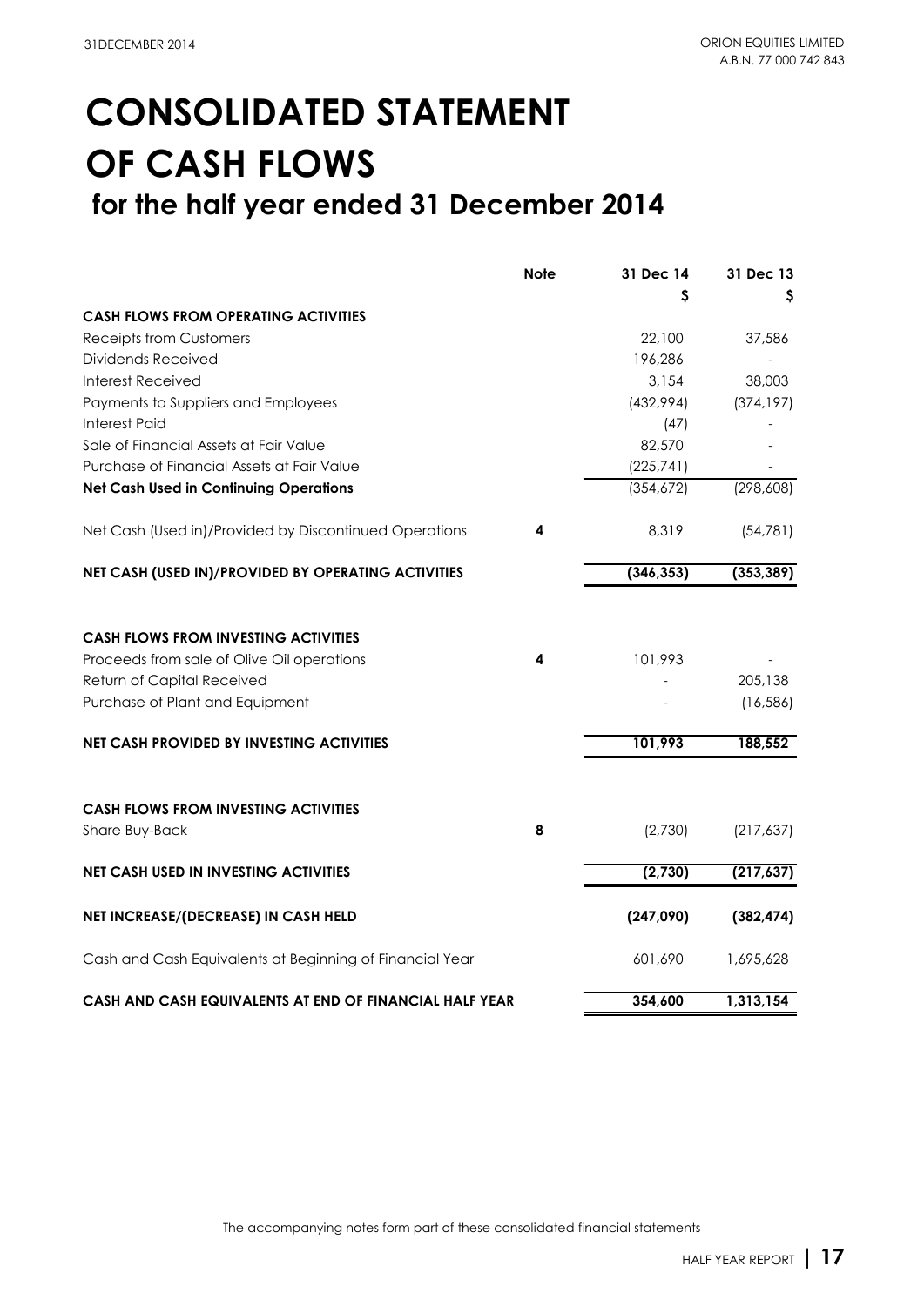# CONSOLIDATED STATEMENT OF CASH FLOWS

## for the half year ended 31 December 2014

| | Note | 31 Dec 14 | 31 Dec 13 |
|---|---|---|---|
| | | $ | $ |
| **CASH FLOWS FROM OPERATING ACTIVITIES** | | | |
| Receipts from Customers | | 22,100 | 37,586 |
| Dividends Received | | 196,286 | - |
| Interest Received | | 3,154 | 38,003 |
| Payments to Suppliers and Employees | | (432,994) | (374,197) |
| Interest Paid | | (47) | - |
| Sale of Financial Assets at Fair Value | | 82,570 | - |
| Purchase of Financial Assets at Fair Value | | (225,741) | - |
| **Net Cash Used in Continuing Operations** | | (354,672) | (298,608) |
| Net Cash (Used in)/Provided by Discontinued Operations | 4 | 8,319 | (54,781) |
| **NET CASH (USED IN)/PROVIDED BY OPERATING ACTIVITIES** | | **(346,353)** | **(353,389)** |
| **CASH FLOWS FROM INVESTING ACTIVITIES** | | | |
| Proceeds from sale of Olive Oil operations | 4 | 101,993 | - |
| Return of Capital Received | | - | 205,138 |
| Purchase of Plant and Equipment | | - | (16,586) |
| **NET CASH PROVIDED BY INVESTING ACTIVITIES** | | **101,993** | **188,552** |
| **CASH FLOWS FROM INVESTING ACTIVITIES** | | | |
| Share Buy-Back | 8 | (2,730) | (217,637) |
| **NET CASH USED IN INVESTING ACTIVITIES** | | **(2,730)** | **(217,637)** |
| **NET INCREASE/(DECREASE) IN CASH HELD** | | **(247,090)** | **(382,474)** |
| Cash and Cash Equivalents at Beginning of Financial Year | | 601,690 | 1,695,628 |
| **CASH AND CASH EQUIVALENTS AT END OF FINANCIAL HALF YEAR** | | **354,600** | **1,313,154** |

The accompanying notes form part of these consolidated financial statements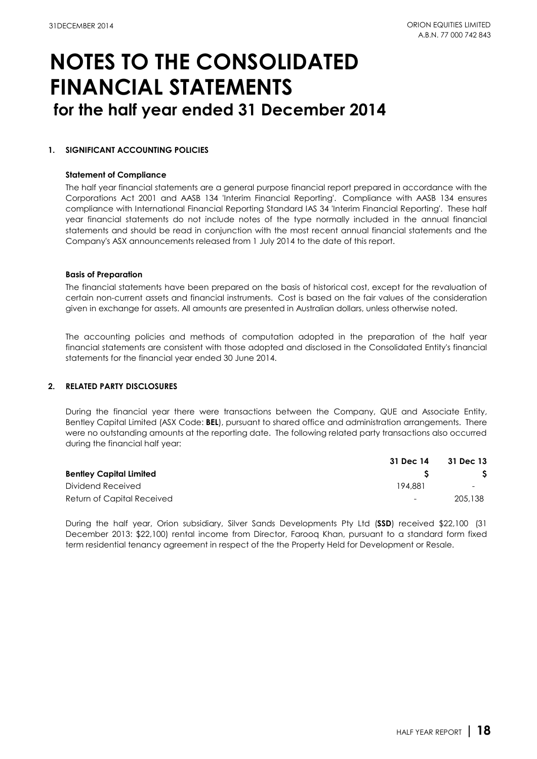# NOTES TO THE CONSOLIDATED FINANCIAL STATEMENTS
## for the half year ended 31 December 2014

### 1. SIGNIFICANT ACCOUNTING POLICIES

**Statement of Compliance**

The half year financial statements are a general purpose financial report prepared in accordance with the Corporations Act 2001 and AASB 134 'Interim Financial Reporting'. Compliance with AASB 134 ensures compliance with International Financial Reporting Standard IAS 34 'Interim Financial Reporting'. These half year financial statements do not include notes of the type normally included in the annual financial statements and should be read in conjunction with the most recent annual financial statements and the Company's ASX announcements released from 1 July 2014 to the date of this report.

**Basis of Preparation**

The financial statements have been prepared on the basis of historical cost, except for the revaluation of certain non-current assets and financial instruments. Cost is based on the fair values of the consideration given in exchange for assets. All amounts are presented in Australian dollars, unless otherwise noted.

The accounting policies and methods of computation adopted in the preparation of the half year financial statements are consistent with those adopted and disclosed in the Consolidated Entity's financial statements for the financial year ended 30 June 2014.

### 2. RELATED PARTY DISCLOSURES

During the financial year there were transactions between the Company, QUE and Associate Entity, Bentley Capital Limited (ASX Code: **BEL**), pursuant to shared office and administration arrangements. There were no outstanding amounts at the reporting date. The following related party transactions also occurred during the financial half year:

| | 31 Dec 14 | 31 Dec 13 |
|---|---|---|
| **Bentley Capital Limited** | **$** | **$** |
| Dividend Received | 194,881 | - |
| Return of Capital Received | - | 205,138 |

During the half year, Orion subsidiary, Silver Sands Developments Pty Ltd (**SSD**) received $22,100 (31 December 2013: $22,100) rental income from Director, Farooq Khan, pursuant to a standard form fixed term residential tenancy agreement in respect of the the Property Held for Development or Resale.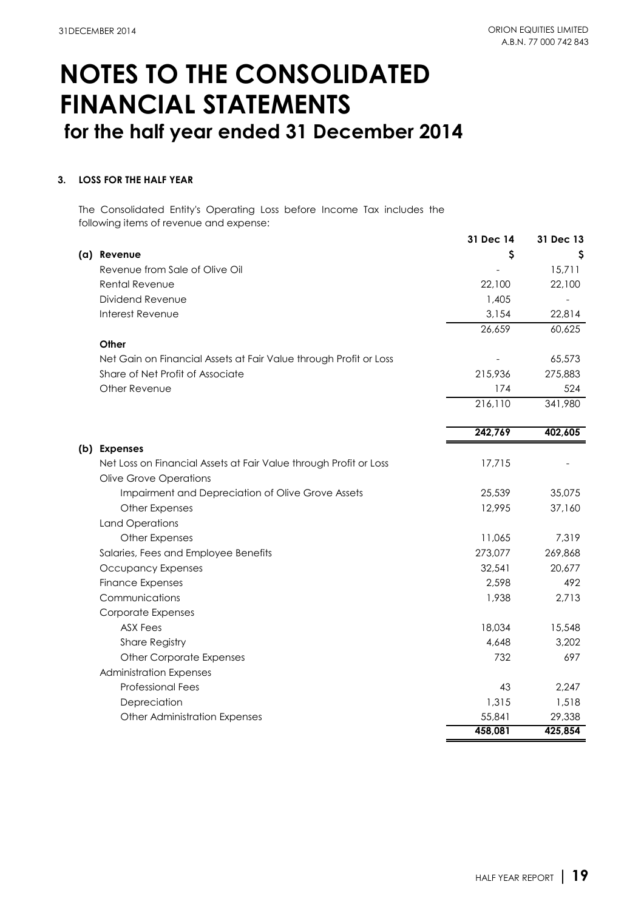# NOTES TO THE CONSOLIDATED FINANCIAL STATEMENTS

## for the half year ended 31 December 2014

### 3. LOSS FOR THE HALF YEAR

The Consolidated Entity's Operating Loss before Income Tax includes the following items of revenue and expense:

| | 31 Dec 14 | 31 Dec 13 |
|---|---|---|
| **(a) Revenue** | **$** | **$** |
| Revenue from Sale of Olive Oil | - | 15,711 |
| Rental Revenue | 22,100 | 22,100 |
| Dividend Revenue | 1,405 | - |
| Interest Revenue | 3,154 | 22,814 |
| | 26,659 | 60,625 |
| **Other** | | |
| Net Gain on Financial Assets at Fair Value through Profit or Loss | - | 65,573 |
| Share of Net Profit of Associate | 215,936 | 275,883 |
| Other Revenue | 174 | 524 |
| | 216,110 | 341,980 |
| | **242,769** | **402,605** |
| **(b) Expenses** | | |
| Net Loss on Financial Assets at Fair Value through Profit or Loss | 17,715 | - |
| Olive Grove Operations | | |
| Impairment and Depreciation of Olive Grove Assets | 25,539 | 35,075 |
| Other Expenses | 12,995 | 37,160 |
| Land Operations | | |
| Other Expenses | 11,065 | 7,319 |
| Salaries, Fees and Employee Benefits | 273,077 | 269,868 |
| Occupancy Expenses | 32,541 | 20,677 |
| Finance Expenses | 2,598 | 492 |
| Communications | 1,938 | 2,713 |
| Corporate Expenses | | |
| ASX Fees | 18,034 | 15,548 |
| Share Registry | 4,648 | 3,202 |
| Other Corporate Expenses | 732 | 697 |
| Administration Expenses | | |
| Professional Fees | 43 | 2,247 |
| Depreciation | 1,315 | 1,518 |
| Other Administration Expenses | 55,841 | 29,338 |
| | **458,081** | **425,854** |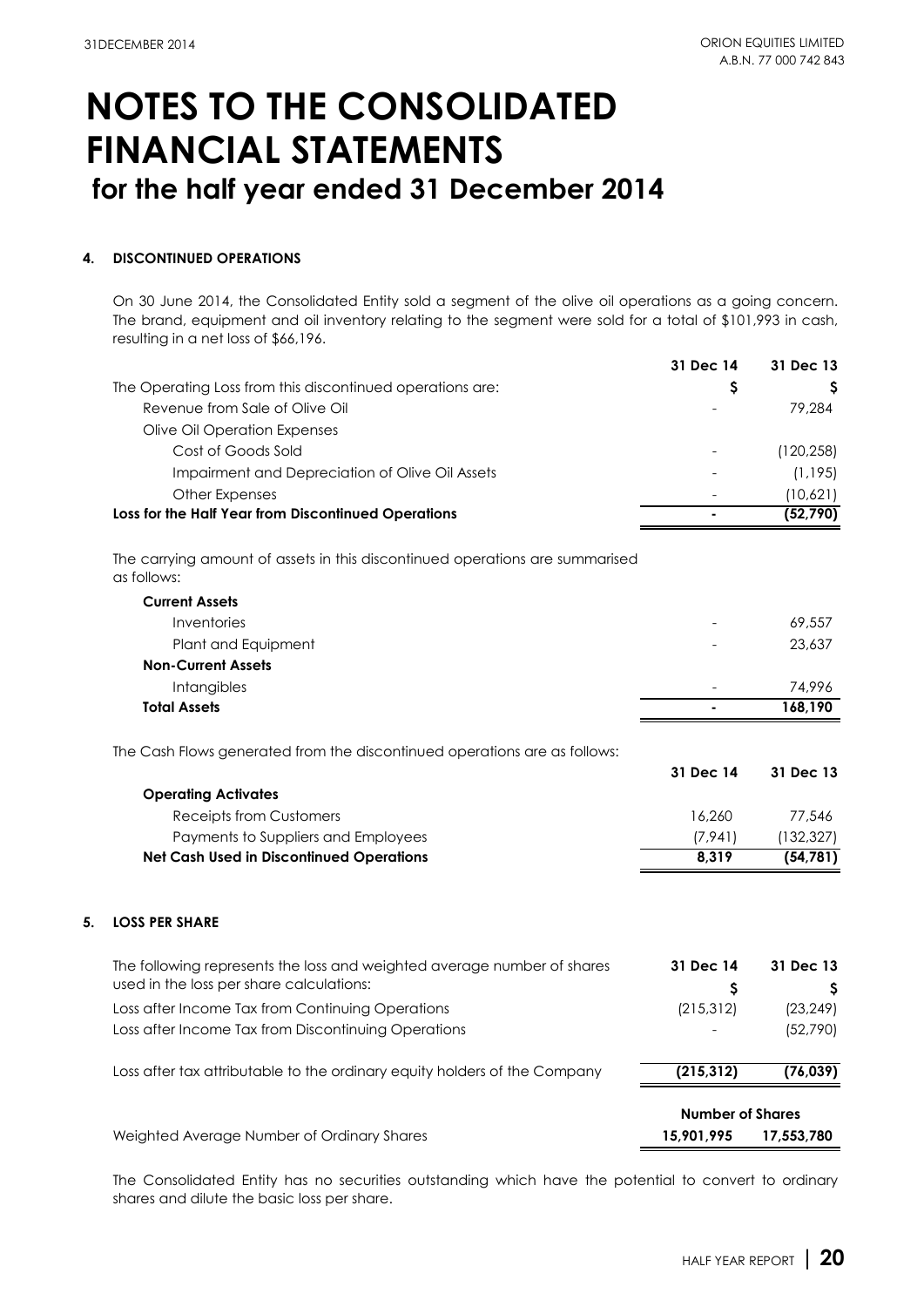# NOTES TO THE CONSOLIDATED FINANCIAL STATEMENTS

## for the half year ended 31 December 2014

### 4. DISCONTINUED OPERATIONS

On 30 June 2014, the Consolidated Entity sold a segment of the olive oil operations as a going concern. The brand, equipment and oil inventory relating to the segment were sold for a total of $101,993 in cash, resulting in a net loss of $66,196.

| | 31 Dec 14 | 31 Dec 13 |
|---|---|---|
| The Operating Loss from this discontinued operations are: | $ | $ |
| Revenue from Sale of Olive Oil | - | 79,284 |
| Olive Oil Operation Expenses | | |
| Cost of Goods Sold | - | (120,258) |
| Impairment and Depreciation of Olive Oil Assets | - | (1,195) |
| Other Expenses | - | (10,621) |
| **Loss for the Half Year from Discontinued Operations** | **-** | **(52,790)** |

The carrying amount of assets in this discontinued operations are summarised as follows:

| | 31 Dec 14 | 31 Dec 13 |
|---|---|---|
| **Current Assets** | | |
| Inventories | - | 69,557 |
| Plant and Equipment | - | 23,637 |
| **Non-Current Assets** | | |
| Intangibles | - | 74,996 |
| **Total Assets** | **-** | **168,190** |

The Cash Flows generated from the discontinued operations are as follows:

| | 31 Dec 14 | 31 Dec 13 |
|---|---|---|
| **Operating Activates** | | |
| Receipts from Customers | 16,260 | 77,546 |
| Payments to Suppliers and Employees | (7,941) | (132,327) |
| **Net Cash Used in Discontinued Operations** | **8,319** | **(54,781)** |

### 5. LOSS PER SHARE

| The following represents the loss and weighted average number of shares used in the loss per share calculations: | 31 Dec 14 | 31 Dec 13 |
|---|---|---|
| | $ | $ |
| Loss after Income Tax from Continuing Operations | (215,312) | (23,249) |
| Loss after Income Tax from Discontinuing Operations | - | (52,790) |
| Loss after tax attributable to the ordinary equity holders of the Company | **(215,312)** | **(76,039)** |
| | **Number of Shares** | |
| Weighted Average Number of Ordinary Shares | **15,901,995** | **17,553,780** |

The Consolidated Entity has no securities outstanding which have the potential to convert to ordinary shares and dilute the basic loss per share.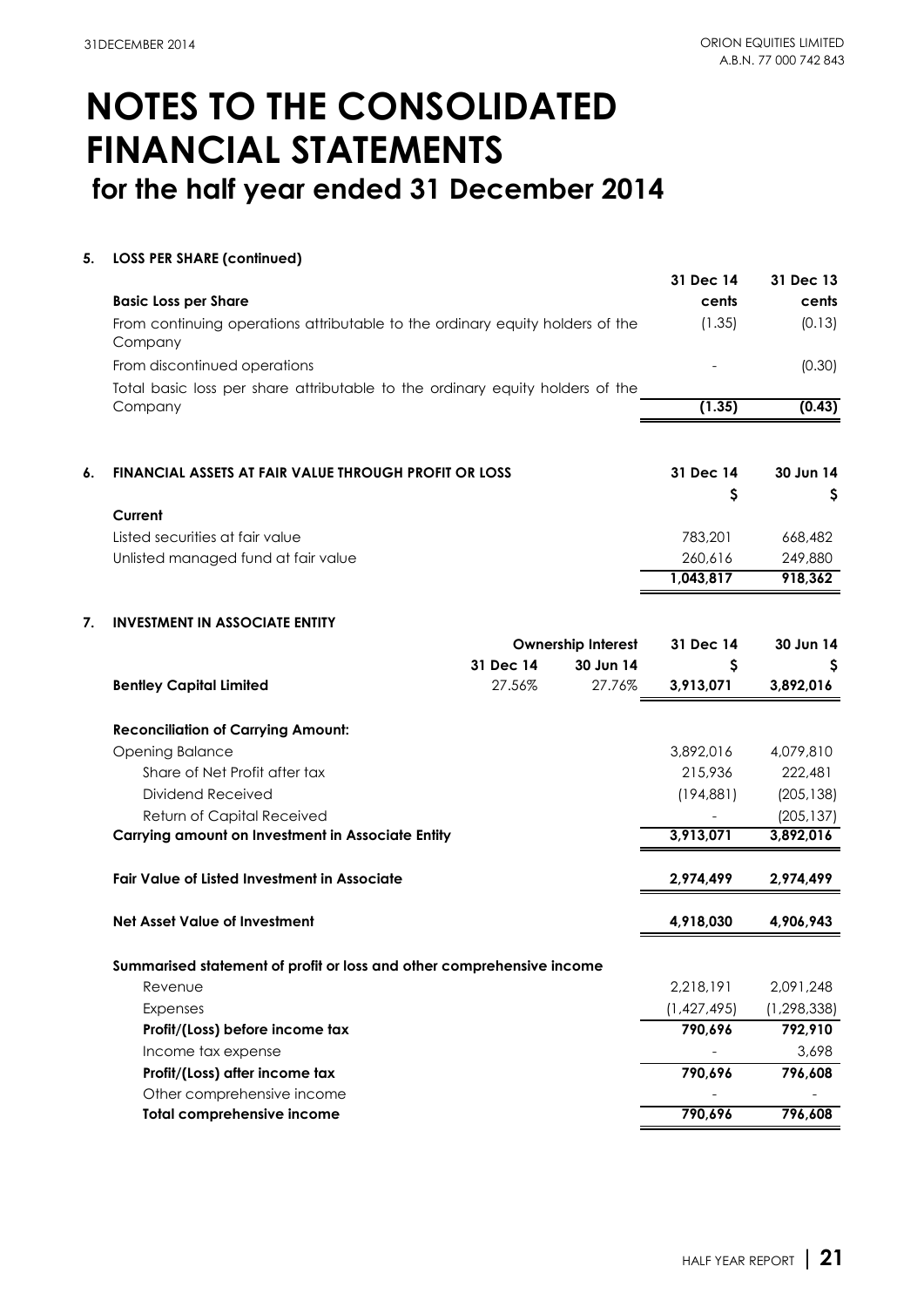# NOTES TO THE CONSOLIDATED FINANCIAL STATEMENTS
## for the half year ended 31 December 2014

### 5. LOSS PER SHARE (continued)

| | 31 Dec 14 | 31 Dec 13 |
|---|---|---|
| **Basic Loss per Share** | **cents** | **cents** |
| From continuing operations attributable to the ordinary equity holders of the Company | (1.35) | (0.13) |
| From discontinued operations | - | (0.30) |
| Total basic loss per share attributable to the ordinary equity holders of the Company | **(1.35)** | **(0.43)** |

### 6. FINANCIAL ASSETS AT FAIR VALUE THROUGH PROFIT OR LOSS

| | 31 Dec 14 | 30 Jun 14 |
|---|---|---|
| | $ | $ |
| **Current** | | |
| Listed securities at fair value | 783,201 | 668,482 |
| Unlisted managed fund at fair value | 260,616 | 249,880 |
| | **1,043,817** | **918,362** |

### 7. INVESTMENT IN ASSOCIATE ENTITY

| | Ownership Interest | | 31 Dec 14 | 30 Jun 14 |
|---|---|---|---|---|
| | 31 Dec 14 | 30 Jun 14 | $ | $ |
| **Bentley Capital Limited** | 27.56% | 27.76% | **3,913,071** | **3,892,016** |
| | | | | |
| **Reconciliation of Carrying Amount:** | | | | |
| Opening Balance | | | 3,892,016 | 4,079,810 |
| Share of Net Profit after tax | | | 215,936 | 222,481 |
| Dividend Received | | | (194,881) | (205,138) |
| Return of Capital Received | | | - | (205,137) |
| **Carrying amount on Investment in Associate Entity** | | | **3,913,071** | **3,892,016** |
| | | | | |
| **Fair Value of Listed Investment in Associate** | | | **2,974,499** | **2,974,499** |
| | | | | |
| **Net Asset Value of Investment** | | | **4,918,030** | **4,906,943** |
| | | | | |
| **Summarised statement of profit or loss and other comprehensive income** | | | | |
| Revenue | | | 2,218,191 | 2,091,248 |
| Expenses | | | (1,427,495) | (1,298,338) |
| **Profit/(Loss) before income tax** | | | **790,696** | **792,910** |
| Income tax expense | | | - | 3,698 |
| **Profit/(Loss) after income tax** | | | **790,696** | **796,608** |
| Other comprehensive income | | | - | - |
| **Total comprehensive income** | | | **790,696** | **796,608** |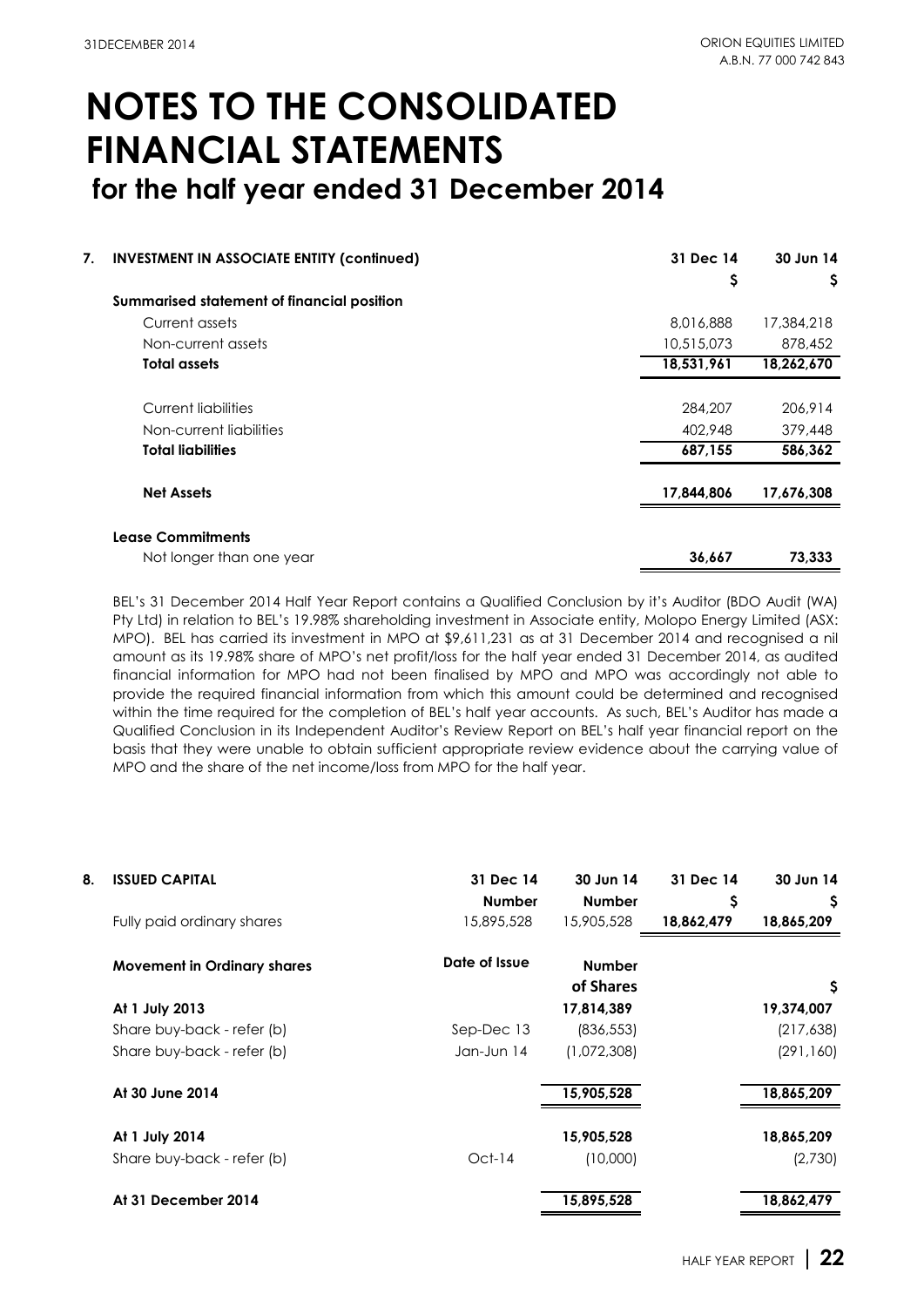# NOTES TO THE CONSOLIDATED FINANCIAL STATEMENTS

## for the half year ended 31 December 2014

**7. INVESTMENT IN ASSOCIATE ENTITY (continued)**

| | 31 Dec 14 | 30 Jun 14 |
|---|---|---|
| | $ | $ |
| **Summarised statement of financial position** | | |
| Current assets | 8,016,888 | 17,384,218 |
| Non-current assets | 10,515,073 | 878,452 |
| **Total assets** | **18,531,961** | **18,262,670** |
| | | |
| Current liabilities | 284,207 | 206,914 |
| Non-current liabilities | 402,948 | 379,448 |
| **Total liabilities** | **687,155** | **586,362** |
| | | |
| **Net Assets** | **17,844,806** | **17,676,308** |
| | | |
| **Lease Commitments** | | |
| Not longer than one year | **36,667** | **73,333** |

BEL's 31 December 2014 Half Year Report contains a Qualified Conclusion by it's Auditor (BDO Audit (WA) Pty Ltd) in relation to BEL's 19.98% shareholding investment in Associate entity, Molopo Energy Limited (ASX: MPO). BEL has carried its investment in MPO at $9,611,231 as at 31 December 2014 and recognised a nil amount as its 19.98% share of MPO's net profit/loss for the half year ended 31 December 2014, as audited financial information for MPO had not been finalised by MPO and MPO was accordingly not able to provide the required financial information from which this amount could be determined and recognised within the time required for the completion of BEL's half year accounts. As such, BEL's Auditor has made a Qualified Conclusion in its Independent Auditor's Review Report on BEL's half year financial report on the basis that they were unable to obtain sufficient appropriate review evidence about the carrying value of MPO and the share of the net income/loss from MPO for the half year.

**8. ISSUED CAPITAL**

| | 31 Dec 14 | 30 Jun 14 | 31 Dec 14 | 30 Jun 14 |
|---|---|---|---|---|
| | **Number** | **Number** | **$** | **$** |
| Fully paid ordinary shares | 15,895,528 | 15,905,528 | **18,862,479** | **18,865,209** |

| **Movement in Ordinary shares** | **Date of Issue** | **Number of Shares** | **$** |
|---|---|---|---|
| **At 1 July 2013** | | **17,814,389** | **19,374,007** |
| Share buy-back - refer (b) | Sep-Dec 13 | (836,553) | (217,638) |
| Share buy-back - refer (b) | Jan-Jun 14 | (1,072,308) | (291,160) |
| | | | |
| **At 30 June 2014** | | **15,905,528** | **18,865,209** |
| | | | |
| **At 1 July 2014** | | **15,905,528** | **18,865,209** |
| Share buy-back - refer (b) | Oct-14 | (10,000) | (2,730) |
| | | | |
| **At 31 December 2014** | | **15,895,528** | **18,862,479** |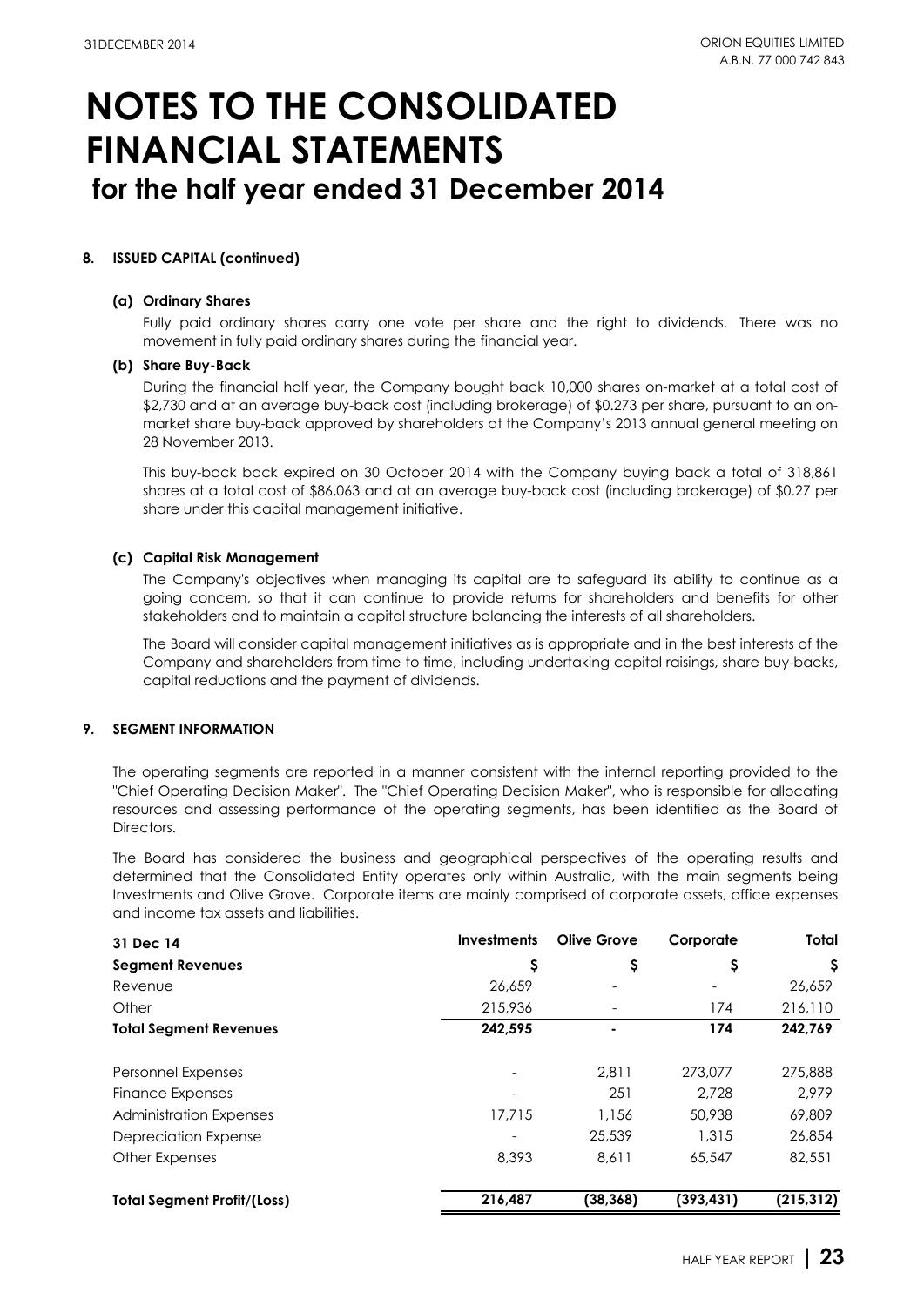# NOTES TO THE CONSOLIDATED FINANCIAL STATEMENTS

## for the half year ended 31 December 2014

**8. ISSUED CAPITAL (continued)**

**(a) Ordinary Shares**

Fully paid ordinary shares carry one vote per share and the right to dividends. There was no movement in fully paid ordinary shares during the financial year.

**(b) Share Buy-Back**

During the financial half year, the Company bought back 10,000 shares on-market at a total cost of $2,730 and at an average buy-back cost (including brokerage) of $0.273 per share, pursuant to an on-market share buy-back approved by shareholders at the Company's 2013 annual general meeting on 28 November 2013.

This buy-back back expired on 30 October 2014 with the Company buying back a total of 318,861 shares at a total cost of $86,063 and at an average buy-back cost (including brokerage) of $0.27 per share under this capital management initiative.

**(c) Capital Risk Management**

The Company's objectives when managing its capital are to safeguard its ability to continue as a going concern, so that it can continue to provide returns for shareholders and benefits for other stakeholders and to maintain a capital structure balancing the interests of all shareholders.

The Board will consider capital management initiatives as is appropriate and in the best interests of the Company and shareholders from time to time, including undertaking capital raisings, share buy-backs, capital reductions and the payment of dividends.

**9. SEGMENT INFORMATION**

The operating segments are reported in a manner consistent with the internal reporting provided to the "Chief Operating Decision Maker". The "Chief Operating Decision Maker", who is responsible for allocating resources and assessing performance of the operating segments, has been identified as the Board of Directors.

The Board has considered the business and geographical perspectives of the operating results and determined that the Consolidated Entity operates only within Australia, with the main segments being Investments and Olive Grove. Corporate items are mainly comprised of corporate assets, office expenses and income tax assets and liabilities.

| 31 Dec 14 | Investments | Olive Grove | Corporate | Total |
|---|---|---|---|---|
| **Segment Revenues** | $ | $ | $ | $ |
| Revenue | 26,659 | - | - | 26,659 |
| Other | 215,936 | - | 174 | 216,110 |
| **Total Segment Revenues** | **242,595** | **-** | **174** | **242,769** |
| Personnel Expenses | - | 2,811 | 273,077 | 275,888 |
| Finance Expenses | - | 251 | 2,728 | 2,979 |
| Administration Expenses | 17,715 | 1,156 | 50,938 | 69,809 |
| Depreciation Expense | - | 25,539 | 1,315 | 26,854 |
| Other Expenses | 8,393 | 8,611 | 65,547 | 82,551 |
| **Total Segment Profit/(Loss)** | **216,487** | **(38,368)** | **(393,431)** | **(215,312)** |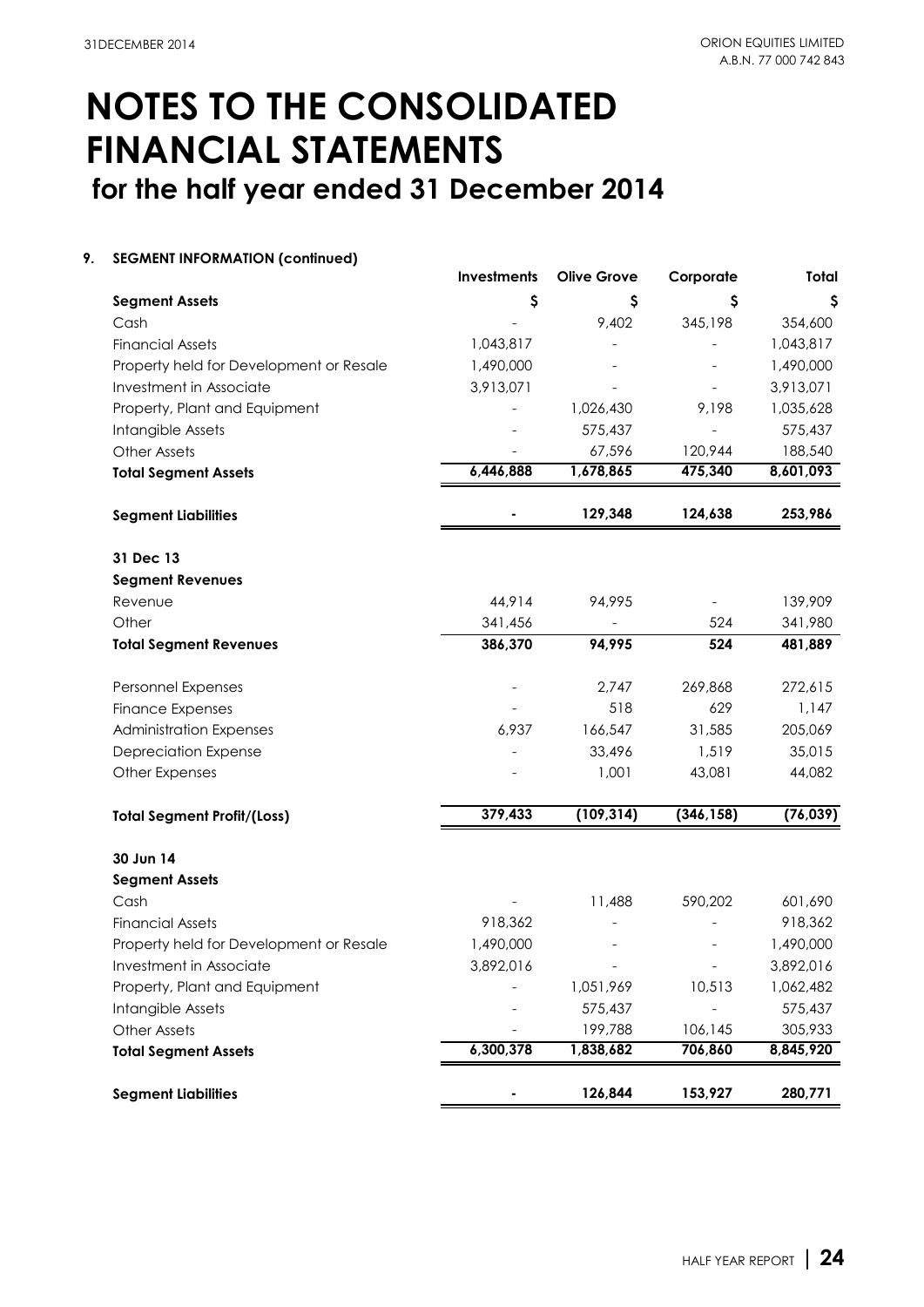# NOTES TO THE CONSOLIDATED FINANCIAL STATEMENTS

## for the half year ended 31 December 2014

### 9. SEGMENT INFORMATION (continued)

| | Investments | Olive Grove | Corporate | Total |
|---|---|---|---|---|
| **Segment Assets** | **$** | **$** | **$** | **$** |
| Cash | - | 9,402 | 345,198 | 354,600 |
| Financial Assets | 1,043,817 | - | - | 1,043,817 |
| Property held for Development or Resale | 1,490,000 | - | - | 1,490,000 |
| Investment in Associate | 3,913,071 | - | - | 3,913,071 |
| Property, Plant and Equipment | - | 1,026,430 | 9,198 | 1,035,628 |
| Intangible Assets | - | 575,437 | - | 575,437 |
| Other Assets | - | 67,596 | 120,944 | 188,540 |
| **Total Segment Assets** | **6,446,888** | **1,678,865** | **475,340** | **8,601,093** |
| | | | | |
| **Segment Liabilities** | **-** | **129,348** | **124,638** | **253,986** |
| | | | | |
| **31 Dec 13** | | | | |
| **Segment Revenues** | | | | |
| Revenue | 44,914 | 94,995 | - | 139,909 |
| Other | 341,456 | - | 524 | 341,980 |
| **Total Segment Revenues** | **386,370** | **94,995** | **524** | **481,889** |
| | | | | |
| Personnel Expenses | - | 2,747 | 269,868 | 272,615 |
| Finance Expenses | - | 518 | 629 | 1,147 |
| Administration Expenses | 6,937 | 166,547 | 31,585 | 205,069 |
| Depreciation Expense | - | 33,496 | 1,519 | 35,015 |
| Other Expenses | - | 1,001 | 43,081 | 44,082 |
| | | | | |
| **Total Segment Profit/(Loss)** | **379,433** | **(109,314)** | **(346,158)** | **(76,039)** |
| | | | | |
| **30 Jun 14** | | | | |
| **Segment Assets** | | | | |
| Cash | - | 11,488 | 590,202 | 601,690 |
| Financial Assets | 918,362 | - | - | 918,362 |
| Property held for Development or Resale | 1,490,000 | - | - | 1,490,000 |
| Investment in Associate | 3,892,016 | - | - | 3,892,016 |
| Property, Plant and Equipment | - | 1,051,969 | 10,513 | 1,062,482 |
| Intangible Assets | - | 575,437 | - | 575,437 |
| Other Assets | - | 199,788 | 106,145 | 305,933 |
| **Total Segment Assets** | **6,300,378** | **1,838,682** | **706,860** | **8,845,920** |
| | | | | |
| **Segment Liabilities** | **-** | **126,844** | **153,927** | **280,771** |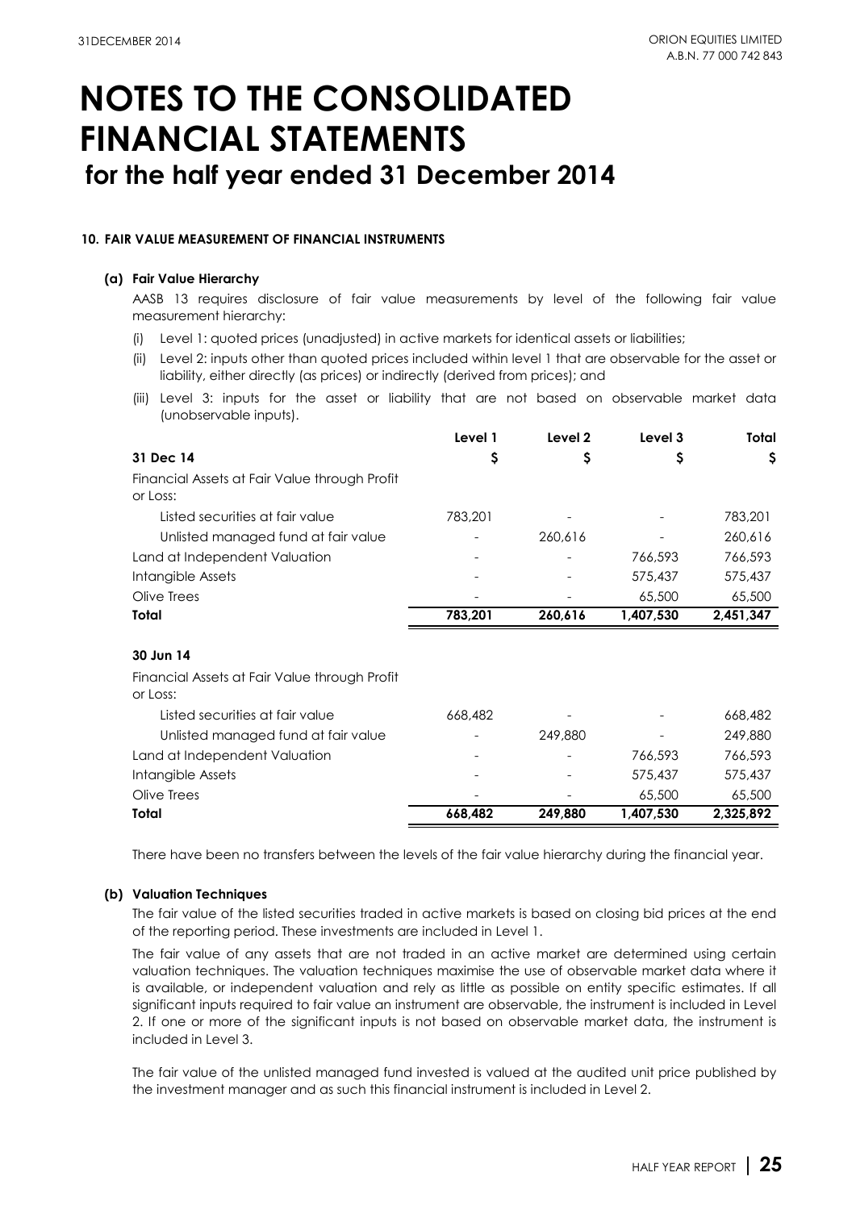# NOTES TO THE CONSOLIDATED FINANCIAL STATEMENTS
## for the half year ended 31 December 2014

#### 10. FAIR VALUE MEASUREMENT OF FINANCIAL INSTRUMENTS

##### (a) Fair Value Hierarchy

AASB 13 requires disclosure of fair value measurements by level of the following fair value measurement hierarchy:

(i) Level 1: quoted prices (unadjusted) in active markets for identical assets or liabilities;

(ii) Level 2: inputs other than quoted prices included within level 1 that are observable for the asset or liability, either directly (as prices) or indirectly (derived from prices); and

(iii) Level 3: inputs for the asset or liability that are not based on observable market data (unobservable inputs).

| | Level 1 | Level 2 | Level 3 | Total |
|---|---|---|---|---|
| **31 Dec 14** | **$** | **$** | **$** | **$** |
| Financial Assets at Fair Value through Profit or Loss: | | | | |
| Listed securities at fair value | 783,201 | - | - | 783,201 |
| Unlisted managed fund at fair value | - | 260,616 | - | 260,616 |
| Land at Independent Valuation | - | - | 766,593 | 766,593 |
| Intangible Assets | - | - | 575,437 | 575,437 |
| Olive Trees | - | - | 65,500 | 65,500 |
| **Total** | **783,201** | **260,616** | **1,407,530** | **2,451,347** |
| **30 Jun 14** | | | | |
| Financial Assets at Fair Value through Profit or Loss: | | | | |
| Listed securities at fair value | 668,482 | - | - | 668,482 |
| Unlisted managed fund at fair value | - | 249,880 | - | 249,880 |
| Land at Independent Valuation | - | - | 766,593 | 766,593 |
| Intangible Assets | - | - | 575,437 | 575,437 |
| Olive Trees | - | - | 65,500 | 65,500 |
| **Total** | **668,482** | **249,880** | **1,407,530** | **2,325,892** |

There have been no transfers between the levels of the fair value hierarchy during the financial year.

##### (b) Valuation Techniques

The fair value of the listed securities traded in active markets is based on closing bid prices at the end of the reporting period. These investments are included in Level 1.

The fair value of any assets that are not traded in an active market are determined using certain valuation techniques. The valuation techniques maximise the use of observable market data where it is available, or independent valuation and rely as little as possible on entity specific estimates. If all significant inputs required to fair value an instrument are observable, the instrument is included in Level 2. If one or more of the significant inputs is not based on observable market data, the instrument is included in Level 3.

The fair value of the unlisted managed fund invested is valued at the audited unit price published by the investment manager and as such this financial instrument is included in Level 2.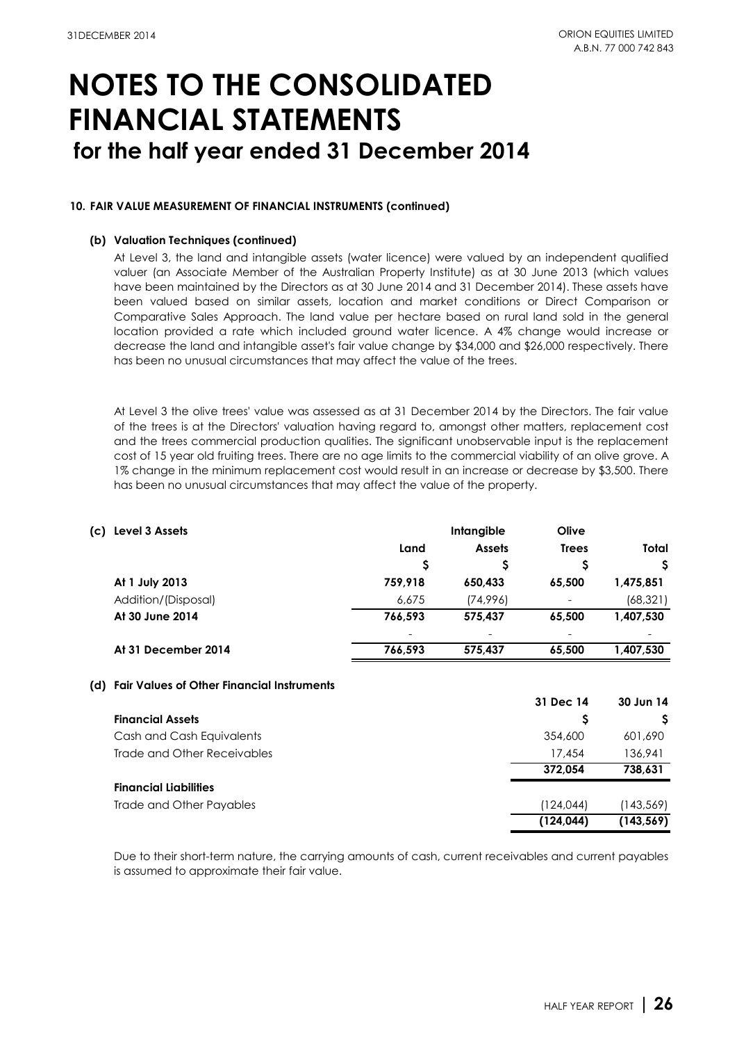# NOTES TO THE CONSOLIDATED FINANCIAL STATEMENTS

## for the half year ended 31 December 2014

### 10. FAIR VALUE MEASUREMENT OF FINANCIAL INSTRUMENTS (continued)

#### (b) Valuation Techniques (continued)

At Level 3, the land and intangible assets (water licence) were valued by an independent qualified valuer (an Associate Member of the Australian Property Institute) as at 30 June 2013 (which values have been maintained by the Directors as at 30 June 2014 and 31 December 2014). These assets have been valued based on similar assets, location and market conditions or Direct Comparison or Comparative Sales Approach. The land value per hectare based on rural land sold in the general location provided a rate which included ground water licence. A 4% change would increase or decrease the land and intangible asset's fair value change by $34,000 and $26,000 respectively. There has been no unusual circumstances that may affect the value of the trees.

At Level 3 the olive trees' value was assessed as at 31 December 2014 by the Directors. The fair value of the trees is at the Directors' valuation having regard to, amongst other matters, replacement cost and the trees commercial production qualities. The significant unobservable input is the replacement cost of 15 year old fruiting trees. There are no age limits to the commercial viability of an olive grove. A 1% change in the minimum replacement cost would result in an increase or decrease by $3,500. There has been no unusual circumstances that may affect the value of the property.

#### (c) Level 3 Assets

| | Land | Intangible Assets | Olive Trees | Total |
|---|---|---|---|---|
| | $ | $ | $ | $ |
| **At 1 July 2013** | **759,918** | **650,433** | **65,500** | **1,475,851** |
| Addition/(Disposal) | 6,675 | (74,996) | - | (68,321) |
| **At 30 June 2014** | **766,593** | **575,437** | **65,500** | **1,407,530** |
| | - | - | - | - |
| **At 31 December 2014** | **766,593** | **575,437** | **65,500** | **1,407,530** |

#### (d) Fair Values of Other Financial Instruments

| | 31 Dec 14 | 30 Jun 14 |
|---|---|---|
| **Financial Assets** | **$** | **$** |
| Cash and Cash Equivalents | 354,600 | 601,690 |
| Trade and Other Receivables | 17,454 | 136,941 |
| | **372,054** | **738,631** |
| **Financial Liabilities** | | |
| Trade and Other Payables | (124,044) | (143,569) |
| | **(124,044)** | **(143,569)** |

Due to their short-term nature, the carrying amounts of cash, current receivables and current payables is assumed to approximate their fair value.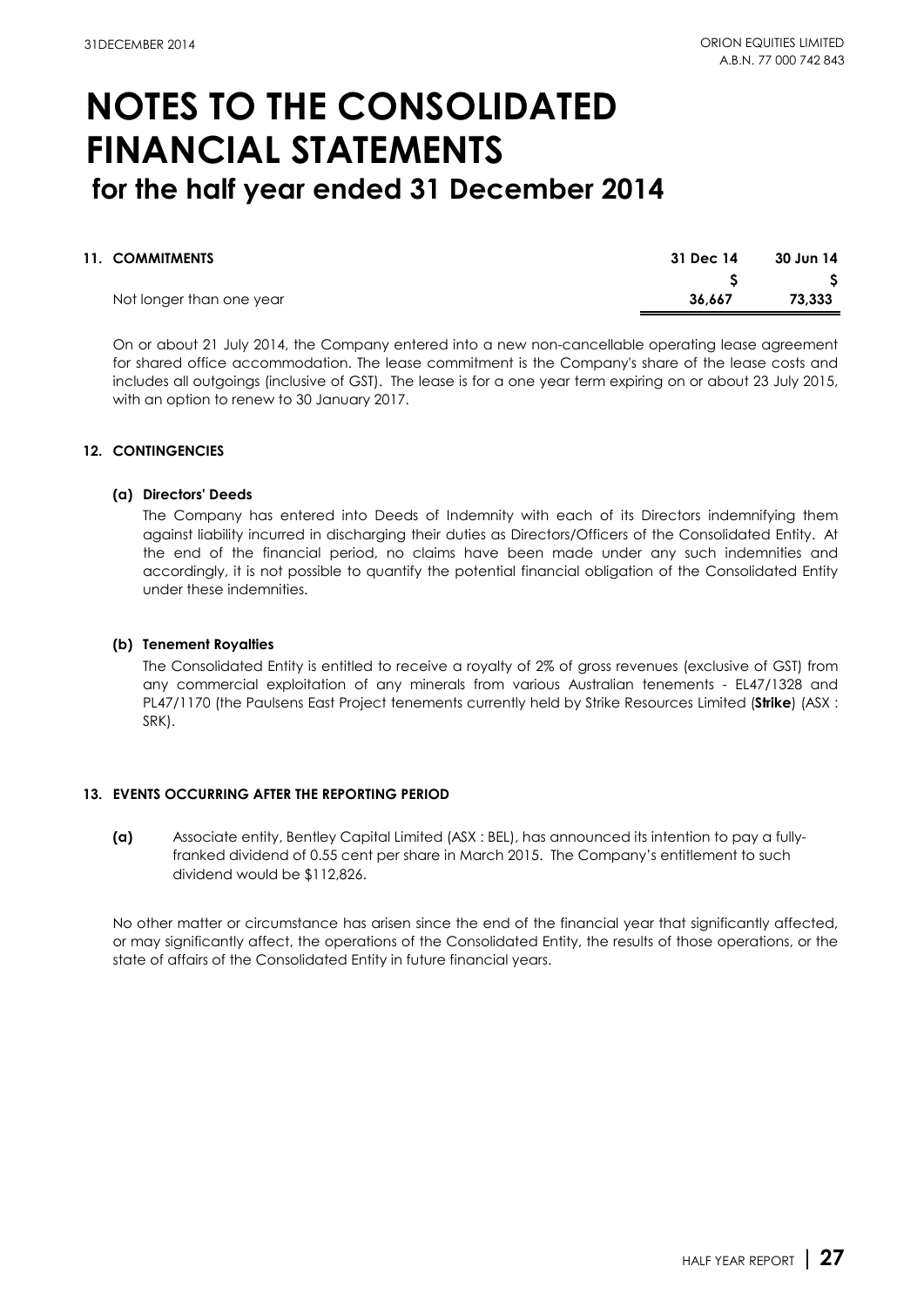# NOTES TO THE CONSOLIDATED FINANCIAL STATEMENTS

## for the half year ended 31 December 2014

### 11. COMMITMENTS

| | 31 Dec 14 | 30 Jun 14 |
|---|---|---|
| | $ | $ |
| Not longer than one year | **36,667** | **73,333** |

On or about 21 July 2014, the Company entered into a new non-cancellable operating lease agreement for shared office accommodation. The lease commitment is the Company's share of the lease costs and includes all outgoings (inclusive of GST). The lease is for a one year term expiring on or about 23 July 2015, with an option to renew to 30 January 2017.

### 12. CONTINGENCIES

**(a) Directors' Deeds**

The Company has entered into Deeds of Indemnity with each of its Directors indemnifying them against liability incurred in discharging their duties as Directors/Officers of the Consolidated Entity. At the end of the financial period, no claims have been made under any such indemnities and accordingly, it is not possible to quantify the potential financial obligation of the Consolidated Entity under these indemnities.

**(b) Tenement Royalties**

The Consolidated Entity is entitled to receive a royalty of 2% of gross revenues (exclusive of GST) from any commercial exploitation of any minerals from various Australian tenements - EL47/1328 and PL47/1170 (the Paulsens East Project tenements currently held by Strike Resources Limited (**Strike**) (ASX : SRK).

### 13. EVENTS OCCURRING AFTER THE REPORTING PERIOD

**(a)** Associate entity, Bentley Capital Limited (ASX : BEL), has announced its intention to pay a fully-franked dividend of 0.55 cent per share in March 2015. The Company's entitlement to such dividend would be $112,826.

No other matter or circumstance has arisen since the end of the financial year that significantly affected, or may significantly affect, the operations of the Consolidated Entity, the results of those operations, or the state of affairs of the Consolidated Entity in future financial years.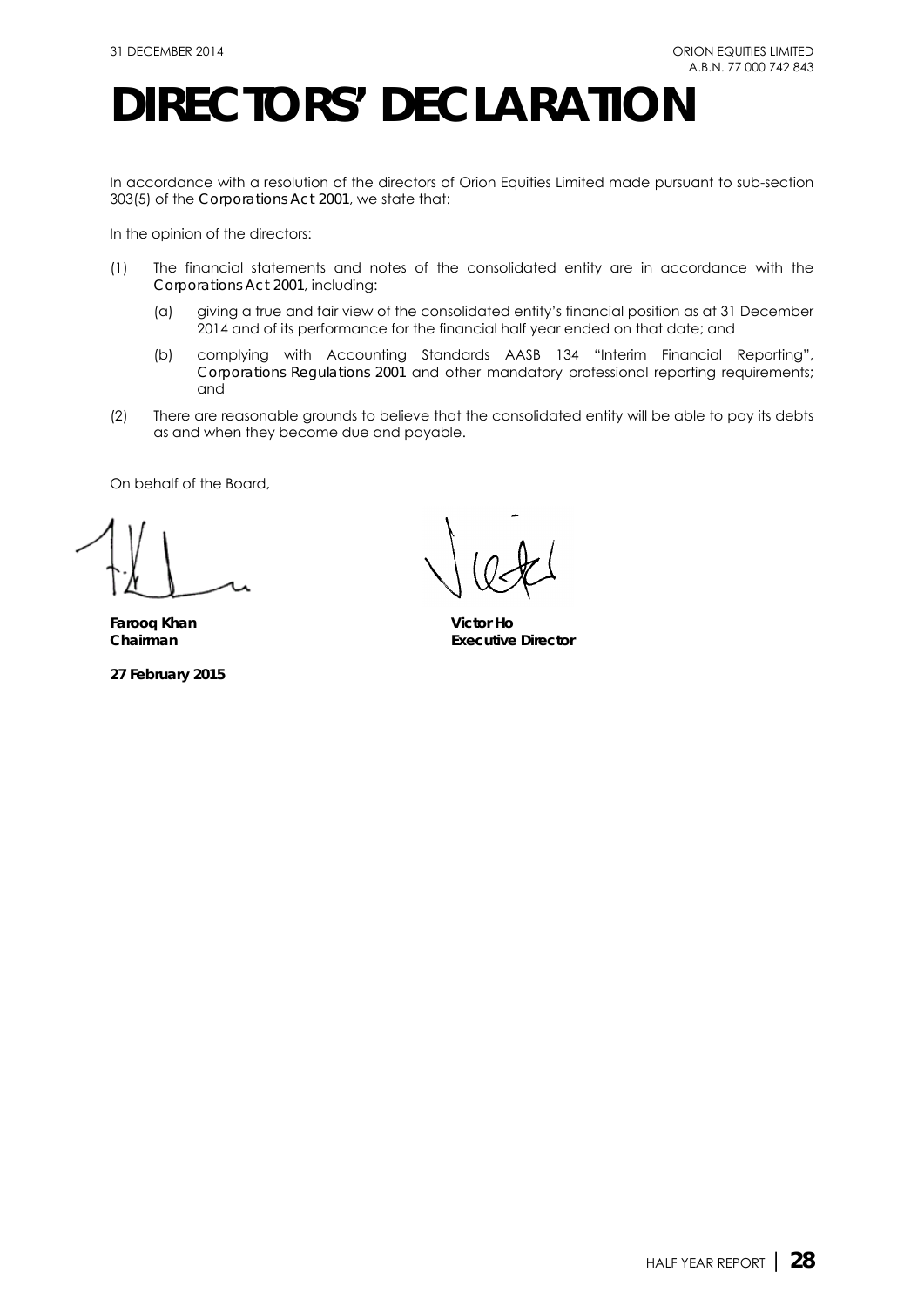# DIRECTORS' DECLARATION

In accordance with a resolution of the directors of Orion Equities Limited made pursuant to sub-section 303(5) of the *Corporations Act 2001*, we state that:

In the opinion of the directors:

(1) The financial statements and notes of the consolidated entity are in accordance with the *Corporations Act 2001*, including:

   (a) giving a true and fair view of the consolidated entity's financial position as at 31 December 2014 and of its performance for the financial half year ended on that date; and

   (b) complying with Accounting Standards AASB 134 "Interim Financial Reporting", *Corporations Regulations 2001* and other mandatory professional reporting requirements; and

(2) There are reasonable grounds to believe that the consolidated entity will be able to pay its debts as and when they become due and payable.

On behalf of the Board,

**Farooq Khan**
**Chairman**

**Victor Ho**
**Executive Director**

**27 February 2015**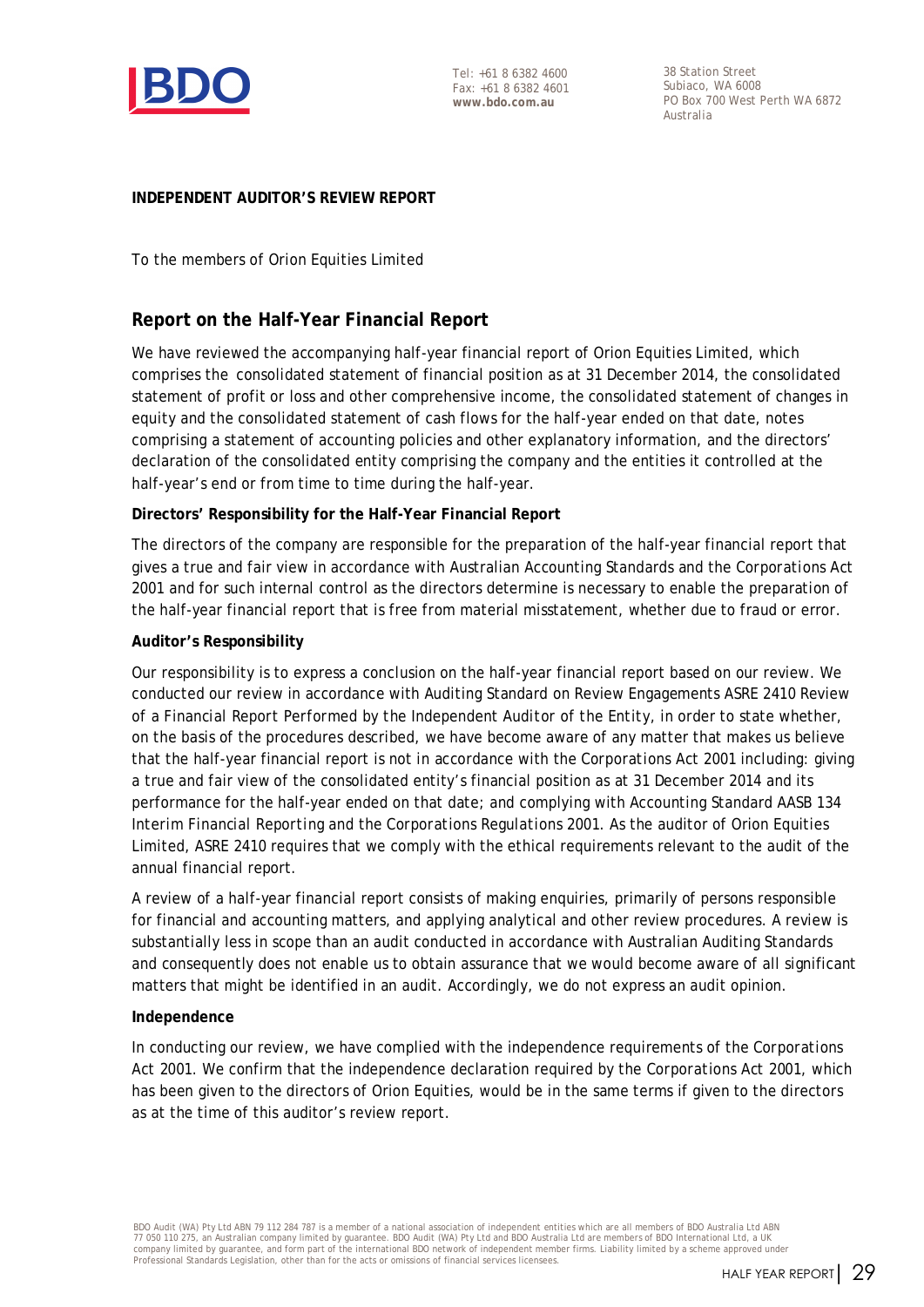Tel: +61 8 6382 4600
Fax: +61 8 6382 4601
**www.bdo.com.au**

38 Station Street
Subiaco, WA 6008
PO Box 700 West Perth WA 6872
Australia

**INDEPENDENT AUDITOR'S REVIEW REPORT**

To the members of Orion Equities Limited

## Report on the Half-Year Financial Report

We have reviewed the accompanying half-year financial report of Orion Equities Limited, which comprises the consolidated statement of financial position as at 31 December 2014, the consolidated statement of profit or loss and other comprehensive income, the consolidated statement of changes in equity and the consolidated statement of cash flows for the half-year ended on that date, notes comprising a statement of accounting policies and other explanatory information, and the directors' declaration of the consolidated entity comprising the company and the entities it controlled at the half-year's end or from time to time during the half-year.

**Directors' Responsibility for the Half-Year Financial Report**

The directors of the company are responsible for the preparation of the half-year financial report that gives a true and fair view in accordance with Australian Accounting Standards and the *Corporations Act 2001* and for such internal control as the directors determine is necessary to enable the preparation of the half-year financial report that is free from material misstatement, whether due to fraud or error.

**Auditor's Responsibility**

Our responsibility is to express a conclusion on the half-year financial report based on our review. We conducted our review in accordance with Auditing Standard on Review Engagements ASRE 2410 *Review of a Financial Report Performed by the Independent Auditor of the Entity*, in order to state whether, on the basis of the procedures described, we have become aware of any matter that makes us believe that the half-year financial report is not in accordance with the *Corporations Act 2001* including: giving a true and fair view of the consolidated entity's financial position as at 31 December 2014 and its performance for the half-year ended on that date; and complying with Accounting Standard AASB 134 *Interim Financial Reporting* and the *Corporations Regulations 2001*. As the auditor of Orion Equities Limited, ASRE 2410 requires that we comply with the ethical requirements relevant to the audit of the annual financial report.

A review of a half-year financial report consists of making enquiries, primarily of persons responsible for financial and accounting matters, and applying analytical and other review procedures. A review is substantially less in scope than an audit conducted in accordance with Australian Auditing Standards and consequently does not enable us to obtain assurance that we would become aware of all significant matters that might be identified in an audit. Accordingly, we do not express an audit opinion.

**Independence**

In conducting our review, we have complied with the independence requirements of the *Corporations Act 2001*. We confirm that the independence declaration required by the *Corporations Act 2001*, which has been given to the directors of Orion Equities, would be in the same terms if given to the directors as at the time of this auditor's review report.

BDO Audit (WA) Pty Ltd ABN 79 112 284 787 is a member of a national association of independent entities which are all members of BDO Australia Ltd ABN 77 050 110 275, an Australian company limited by guarantee. BDO Audit (WA) Pty Ltd and BDO Australia Ltd are members of BDO International Ltd, a UK company limited by guarantee, and form part of the international BDO network of independent member firms. Liability limited by a scheme approved under Professional Standards Legislation, other than for the acts or omissions of financial services licensees.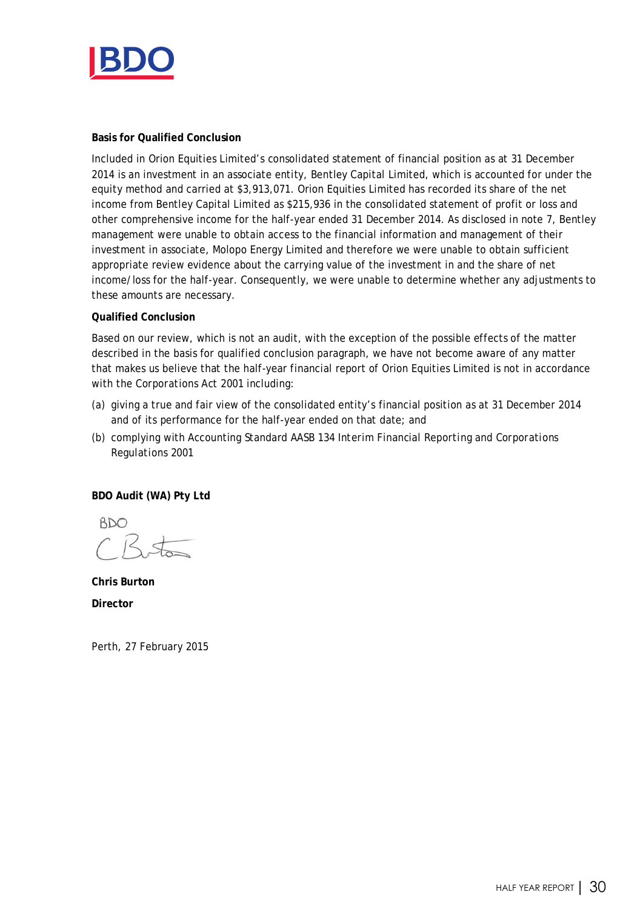**Basis for Qualified Conclusion**

Included in Orion Equities Limited's consolidated statement of financial position as at 31 December 2014 is an investment in an associate entity, Bentley Capital Limited, which is accounted for under the equity method and carried at $3,913,071. Orion Equities Limited has recorded its share of the net income from Bentley Capital Limited as $215,936 in the consolidated statement of profit or loss and other comprehensive income for the half-year ended 31 December 2014. As disclosed in note 7, Bentley management were unable to obtain access to the financial information and management of their investment in associate, Molopo Energy Limited and therefore we were unable to obtain sufficient appropriate review evidence about the carrying value of the investment in and the share of net income/loss for the half-year. Consequently, we were unable to determine whether any adjustments to these amounts are necessary.

**Qualified Conclusion**

Based on our review, which is not an audit, with the exception of the possible effects of the matter described in the basis for qualified conclusion paragraph, we have not become aware of any matter that makes us believe that the half-year financial report of Orion Equities Limited is not in accordance with the Corporations Act 2001 including:

(a) giving a true and fair view of the consolidated entity's financial position as at 31 December 2014 and of its performance for the half-year ended on that date; and

(b) complying with Accounting Standard AASB 134 *Interim Financial Reporting* and *Corporations Regulations 2001*

**BDO Audit (WA) Pty Ltd**

BDO

C Burton

**Chris Burton**

**Director**

Perth, 27 February 2015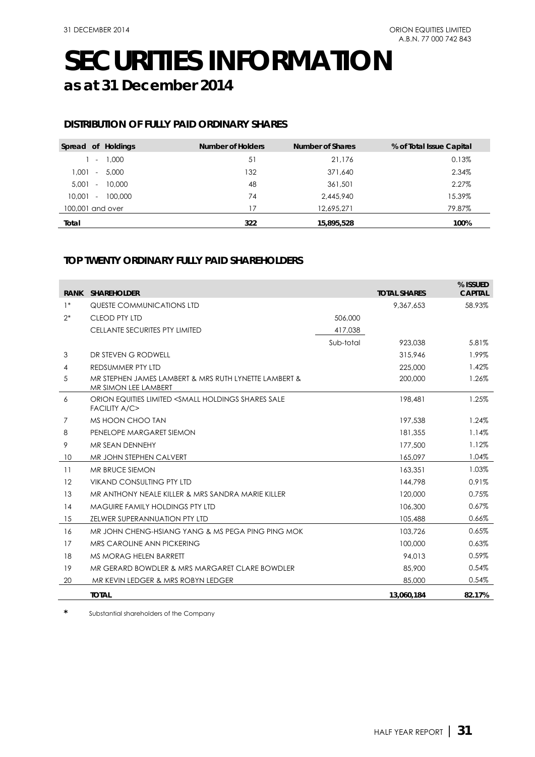# SECURITIES INFORMATION

## as at 31 December 2014

### DISTRIBUTION OF FULLY PAID ORDINARY SHARES

| Spread of Holdings | Number of Holders | Number of Shares | % of Total Issue Capital |
|---|---|---|---|
| 1 - 1,000 | 51 | 21,176 | 0.13% |
| 1,001 - 5,000 | 132 | 371,640 | 2.34% |
| 5,001 - 10,000 | 48 | 361,501 | 2.27% |
| 10,001 - 100,000 | 74 | 2,445,940 | 15.39% |
| 100,001 and over | 17 | 12,695,271 | 79.87% |
| **Total** | **322** | **15,895,528** | **100%** |

### TOP TWENTY ORDINARY FULLY PAID SHAREHOLDERS

| RANK | SHAREHOLDER | | TOTAL SHARES | % ISSUED CAPITAL |
|---|---|---|---|---|
| 1* | QUESTE COMMUNICATIONS LTD | | 9,367,653 | 58.93% |
| 2* | CLEOD PTY LTD | 506,000 | | |
| | CELLANTE SECURITES PTY LIMITED | 417,038 | | |
| | | Sub-total | 923,038 | 5.81% |
| 3 | DR STEVEN G RODWELL | | 315,946 | 1.99% |
| 4 | REDSUMMER PTY LTD | | 225,000 | 1.42% |
| 5 | MR STEPHEN JAMES LAMBERT & MRS RUTH LYNETTE LAMBERT & MR SIMON LEE LAMBERT | | 200,000 | 1.26% |
| 6 | ORION EQUITIES LIMITED <SMALL HOLDINGS SHARES SALE FACILITY A/C> | | 198,481 | 1.25% |
| 7 | MS HOON CHOO TAN | | 197,538 | 1.24% |
| 8 | PENELOPE MARGARET SIEMON | | 181,355 | 1.14% |
| 9 | MR SEAN DENNEHY | | 177,500 | 1.12% |
| 10 | MR JOHN STEPHEN CALVERT | | 165,097 | 1.04% |
| 11 | MR BRUCE SIEMON | | 163,351 | 1.03% |
| 12 | VIKAND CONSULTING PTY LTD | | 144,798 | 0.91% |
| 13 | MR ANTHONY NEALE KILLER & MRS SANDRA MARIE KILLER | | 120,000 | 0.75% |
| 14 | MAGUIRE FAMILY HOLDINGS PTY LTD | | 106,300 | 0.67% |
| 15 | ZELWER SUPERANNUATION PTY LTD | | 105,488 | 0.66% |
| 16 | MR JOHN CHENG-HSIANG YANG & MS PEGA PING PING MOK | | 103,726 | 0.65% |
| 17 | MRS CAROLINE ANN PICKERING | | 100,000 | 0.63% |
| 18 | MS MORAG HELEN BARRETT | | 94,013 | 0.59% |
| 19 | MR GERARD BOWDLER & MRS MARGARET CLARE BOWDLER | | 85,900 | 0.54% |
| 20 | MR KEVIN LEDGER & MRS ROBYN LEDGER | | 85,000 | 0.54% |
| | **TOTAL** | | **13,060,184** | **82.17%** |

\* Substantial shareholders of the Company